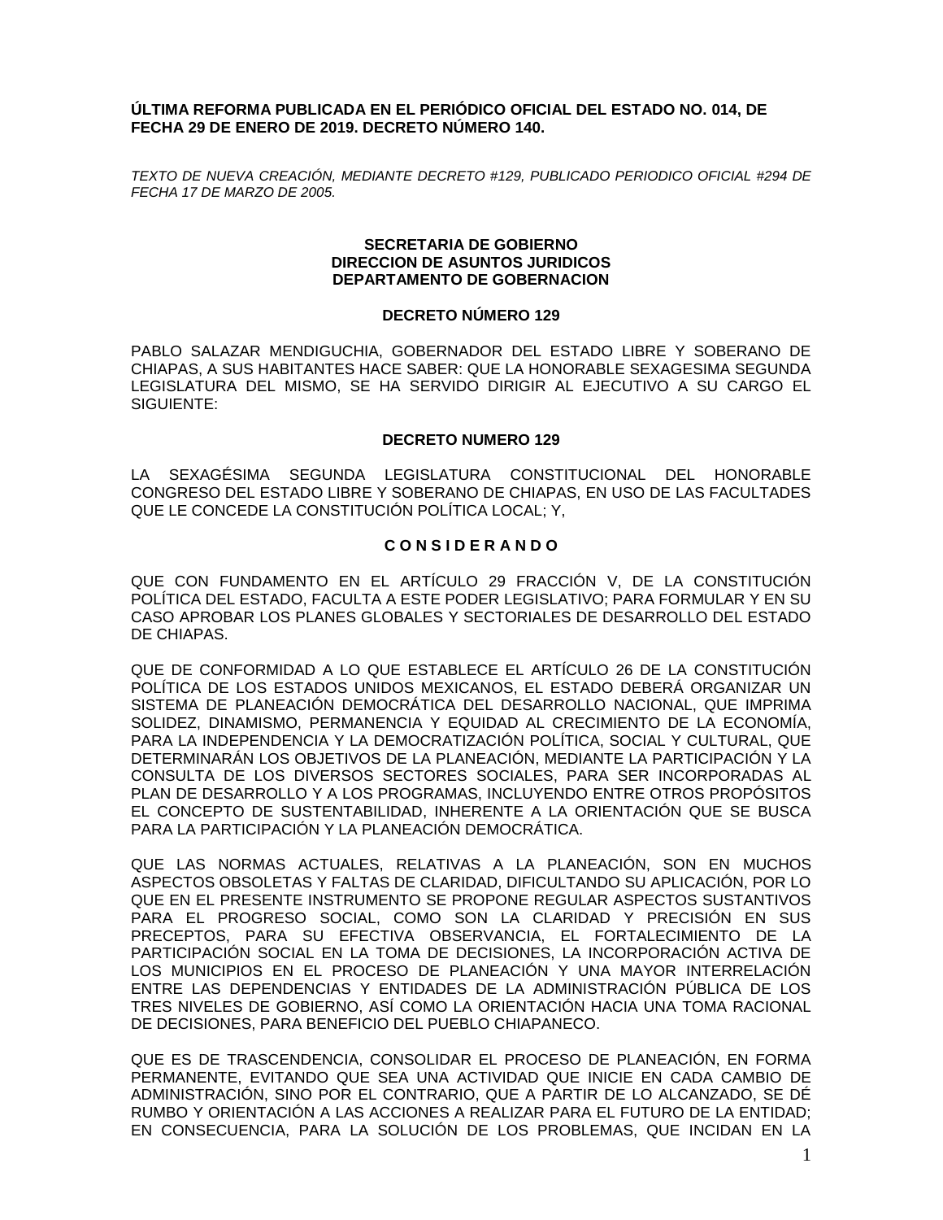**ÚLTIMA REFORMA PUBLICADA EN EL PERIÓDICO OFICIAL DEL ESTADO NO. 014, DE FECHA 29 DE ENERO DE 2019. DECRETO NÚMERO 140.**

*TEXTO DE NUEVA CREACIÓN, MEDIANTE DECRETO #129, PUBLICADO PERIODICO OFICIAL #294 DE FECHA 17 DE MARZO DE 2005.*

**SECRETARIA DE GOBIERNO**
**DIRECCION DE ASUNTOS JURIDICOS**
**DEPARTAMENTO DE GOBERNACION**

**DECRETO NÚMERO 129**

PABLO SALAZAR MENDIGUCHIA, GOBERNADOR DEL ESTADO LIBRE Y SOBERANO DE CHIAPAS, A SUS HABITANTES HACE SABER: QUE LA HONORABLE SEXAGESIMA SEGUNDA LEGISLATURA DEL MISMO, SE HA SERVIDO DIRIGIR AL EJECUTIVO A SU CARGO EL SIGUIENTE:

**DECRETO NUMERO 129**

LA SEXAGÉSIMA SEGUNDA LEGISLATURA CONSTITUCIONAL DEL HONORABLE CONGRESO DEL ESTADO LIBRE Y SOBERANO DE CHIAPAS, EN USO DE LAS FACULTADES QUE LE CONCEDE LA CONSTITUCIÓN POLÍTICA LOCAL; Y,

**C O N S I D E R A N D O**

QUE CON FUNDAMENTO EN EL ARTÍCULO 29 FRACCIÓN V, DE LA CONSTITUCIÓN POLÍTICA DEL ESTADO, FACULTA A ESTE PODER LEGISLATIVO; PARA FORMULAR Y EN SU CASO APROBAR LOS PLANES GLOBALES Y SECTORIALES DE DESARROLLO DEL ESTADO DE CHIAPAS.

QUE DE CONFORMIDAD A LO QUE ESTABLECE EL ARTÍCULO 26 DE LA CONSTITUCIÓN POLÍTICA DE LOS ESTADOS UNIDOS MEXICANOS, EL ESTADO DEBERÁ ORGANIZAR UN SISTEMA DE PLANEACIÓN DEMOCRÁTICA DEL DESARROLLO NACIONAL, QUE IMPRIMA SOLIDEZ, DINAMISMO, PERMANENCIA Y EQUIDAD AL CRECIMIENTO DE LA ECONOMÍA, PARA LA INDEPENDENCIA Y LA DEMOCRATIZACIÓN POLÍTICA, SOCIAL Y CULTURAL, QUE DETERMINARÁN LOS OBJETIVOS DE LA PLANEACIÓN, MEDIANTE LA PARTICIPACIÓN Y LA CONSULTA DE LOS DIVERSOS SECTORES SOCIALES, PARA SER INCORPORADAS AL PLAN DE DESARROLLO Y A LOS PROGRAMAS, INCLUYENDO ENTRE OTROS PROPÓSITOS EL CONCEPTO DE SUSTENTABILIDAD, INHERENTE A LA ORIENTACIÓN QUE SE BUSCA PARA LA PARTICIPACIÓN Y LA PLANEACIÓN DEMOCRÁTICA.

QUE LAS NORMAS ACTUALES, RELATIVAS A LA PLANEACIÓN, SON EN MUCHOS ASPECTOS OBSOLETAS Y FALTAS DE CLARIDAD, DIFICULTANDO SU APLICACIÓN, POR LO QUE EN EL PRESENTE INSTRUMENTO SE PROPONE REGULAR ASPECTOS SUSTANTIVOS PARA EL PROGRESO SOCIAL, COMO SON LA CLARIDAD Y PRECISIÓN EN SUS PRECEPTOS, PARA SU EFECTIVA OBSERVANCIA, EL FORTALECIMIENTO DE LA PARTICIPACIÓN SOCIAL EN LA TOMA DE DECISIONES, LA INCORPORACIÓN ACTIVA DE LOS MUNICIPIOS EN EL PROCESO DE PLANEACIÓN Y UNA MAYOR INTERRELACIÓN ENTRE LAS DEPENDENCIAS Y ENTIDADES DE LA ADMINISTRACIÓN PÚBLICA DE LOS TRES NIVELES DE GOBIERNO, ASÍ COMO LA ORIENTACIÓN HACIA UNA TOMA RACIONAL DE DECISIONES, PARA BENEFICIO DEL PUEBLO CHIAPANECO.

QUE ES DE TRASCENDENCIA, CONSOLIDAR EL PROCESO DE PLANEACIÓN, EN FORMA PERMANENTE, EVITANDO QUE SEA UNA ACTIVIDAD QUE INICIE EN CADA CAMBIO DE ADMINISTRACIÓN, SINO POR EL CONTRARIO, QUE A PARTIR DE LO ALCANZADO, SE DÉ RUMBO Y ORIENTACIÓN A LAS ACCIONES A REALIZAR PARA EL FUTURO DE LA ENTIDAD; EN CONSECUENCIA, PARA LA SOLUCIÓN DE LOS PROBLEMAS, QUE INCIDAN EN LA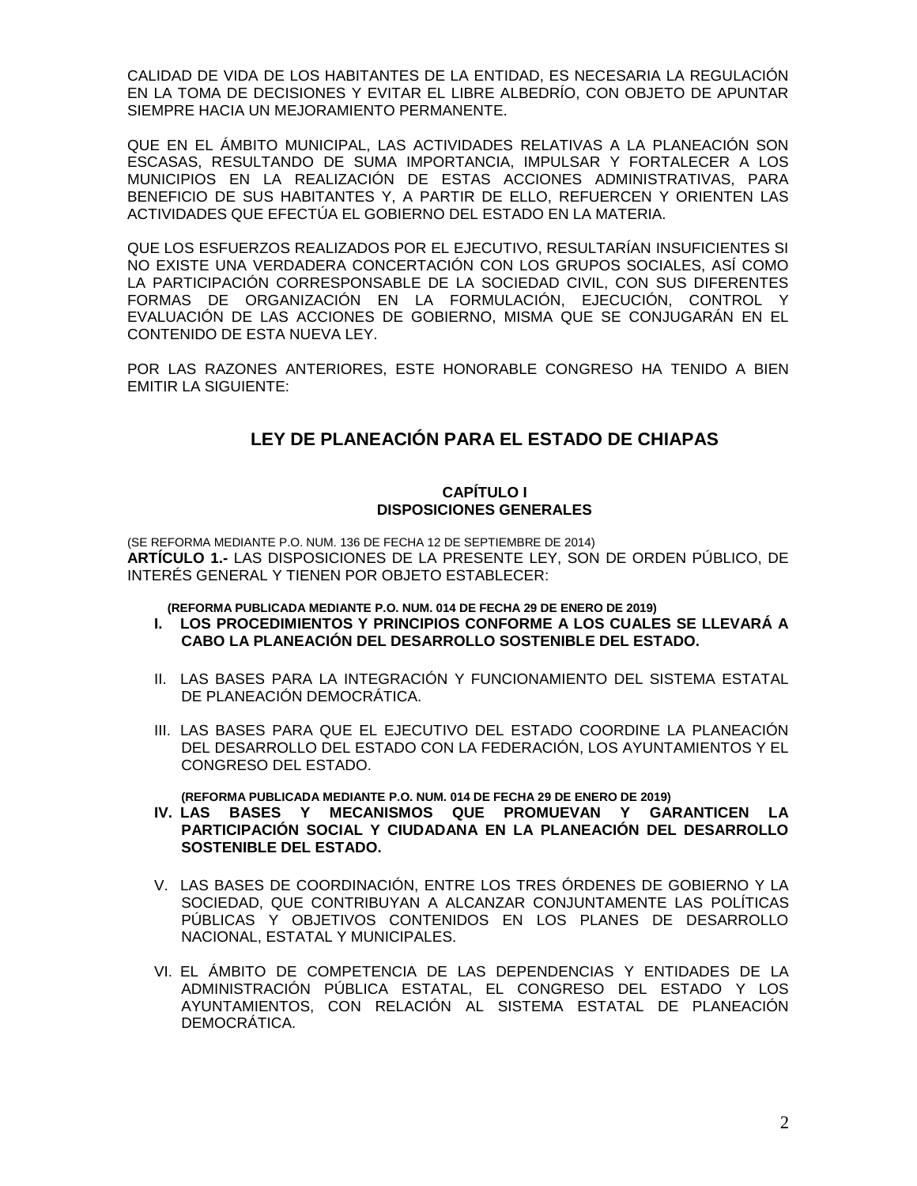CALIDAD DE VIDA DE LOS HABITANTES DE LA ENTIDAD, ES NECESARIA LA REGULACIÓN EN LA TOMA DE DECISIONES Y EVITAR EL LIBRE ALBEDRÍO, CON OBJETO DE APUNTAR SIEMPRE HACIA UN MEJORAMIENTO PERMANENTE.

QUE EN EL ÁMBITO MUNICIPAL, LAS ACTIVIDADES RELATIVAS A LA PLANEACIÓN SON ESCASAS, RESULTANDO DE SUMA IMPORTANCIA, IMPULSAR Y FORTALECER A LOS MUNICIPIOS EN LA REALIZACIÓN DE ESTAS ACCIONES ADMINISTRATIVAS, PARA BENEFICIO DE SUS HABITANTES Y, A PARTIR DE ELLO, REFUERCEN Y ORIENTEN LAS ACTIVIDADES QUE EFECTÚA EL GOBIERNO DEL ESTADO EN LA MATERIA.

QUE LOS ESFUERZOS REALIZADOS POR EL EJECUTIVO, RESULTARÍAN INSUFICIENTES SI NO EXISTE UNA VERDADERA CONCERTACIÓN CON LOS GRUPOS SOCIALES, ASÍ COMO LA PARTICIPACIÓN CORRESPONSABLE DE LA SOCIEDAD CIVIL, CON SUS DIFERENTES FORMAS DE ORGANIZACIÓN EN LA FORMULACIÓN, EJECUCIÓN, CONTROL Y EVALUACIÓN DE LAS ACCIONES DE GOBIERNO, MISMA QUE SE CONJUGARÁN EN EL CONTENIDO DE ESTA NUEVA LEY.

POR LAS RAZONES ANTERIORES, ESTE HONORABLE CONGRESO HA TENIDO A BIEN EMITIR LA SIGUIENTE:

# LEY DE PLANEACIÓN PARA EL ESTADO DE CHIAPAS

## CAPÍTULO I
## DISPOSICIONES GENERALES

(SE REFORMA MEDIANTE P.O. NUM. 136 DE FECHA 12 DE SEPTIEMBRE DE 2014)
**ARTÍCULO 1.-** LAS DISPOSICIONES DE LA PRESENTE LEY, SON DE ORDEN PÚBLICO, DE INTERÉS GENERAL Y TIENEN POR OBJETO ESTABLECER:

**(REFORMA PUBLICADA MEDIANTE P.O. NUM. 014 DE FECHA 29 DE ENERO DE 2019)**

**I. LOS PROCEDIMIENTOS Y PRINCIPIOS CONFORME A LOS CUALES SE LLEVARÁ A CABO LA PLANEACIÓN DEL DESARROLLO SOSTENIBLE DEL ESTADO.**

II. LAS BASES PARA LA INTEGRACIÓN Y FUNCIONAMIENTO DEL SISTEMA ESTATAL DE PLANEACIÓN DEMOCRÁTICA.

III. LAS BASES PARA QUE EL EJECUTIVO DEL ESTADO COORDINE LA PLANEACIÓN DEL DESARROLLO DEL ESTADO CON LA FEDERACIÓN, LOS AYUNTAMIENTOS Y EL CONGRESO DEL ESTADO.

**(REFORMA PUBLICADA MEDIANTE P.O. NUM. 014 DE FECHA 29 DE ENERO DE 2019)**

**IV. LAS BASES Y MECANISMOS QUE PROMUEVAN Y GARANTICEN LA PARTICIPACIÓN SOCIAL Y CIUDADANA EN LA PLANEACIÓN DEL DESARROLLO SOSTENIBLE DEL ESTADO.**

V. LAS BASES DE COORDINACIÓN, ENTRE LOS TRES ÓRDENES DE GOBIERNO Y LA SOCIEDAD, QUE CONTRIBUYAN A ALCANZAR CONJUNTAMENTE LAS POLÍTICAS PÚBLICAS Y OBJETIVOS CONTENIDOS EN LOS PLANES DE DESARROLLO NACIONAL, ESTATAL Y MUNICIPALES.

VI. EL ÁMBITO DE COMPETENCIA DE LAS DEPENDENCIAS Y ENTIDADES DE LA ADMINISTRACIÓN PÚBLICA ESTATAL, EL CONGRESO DEL ESTADO Y LOS AYUNTAMIENTOS, CON RELACIÓN AL SISTEMA ESTATAL DE PLANEACIÓN DEMOCRÁTICA.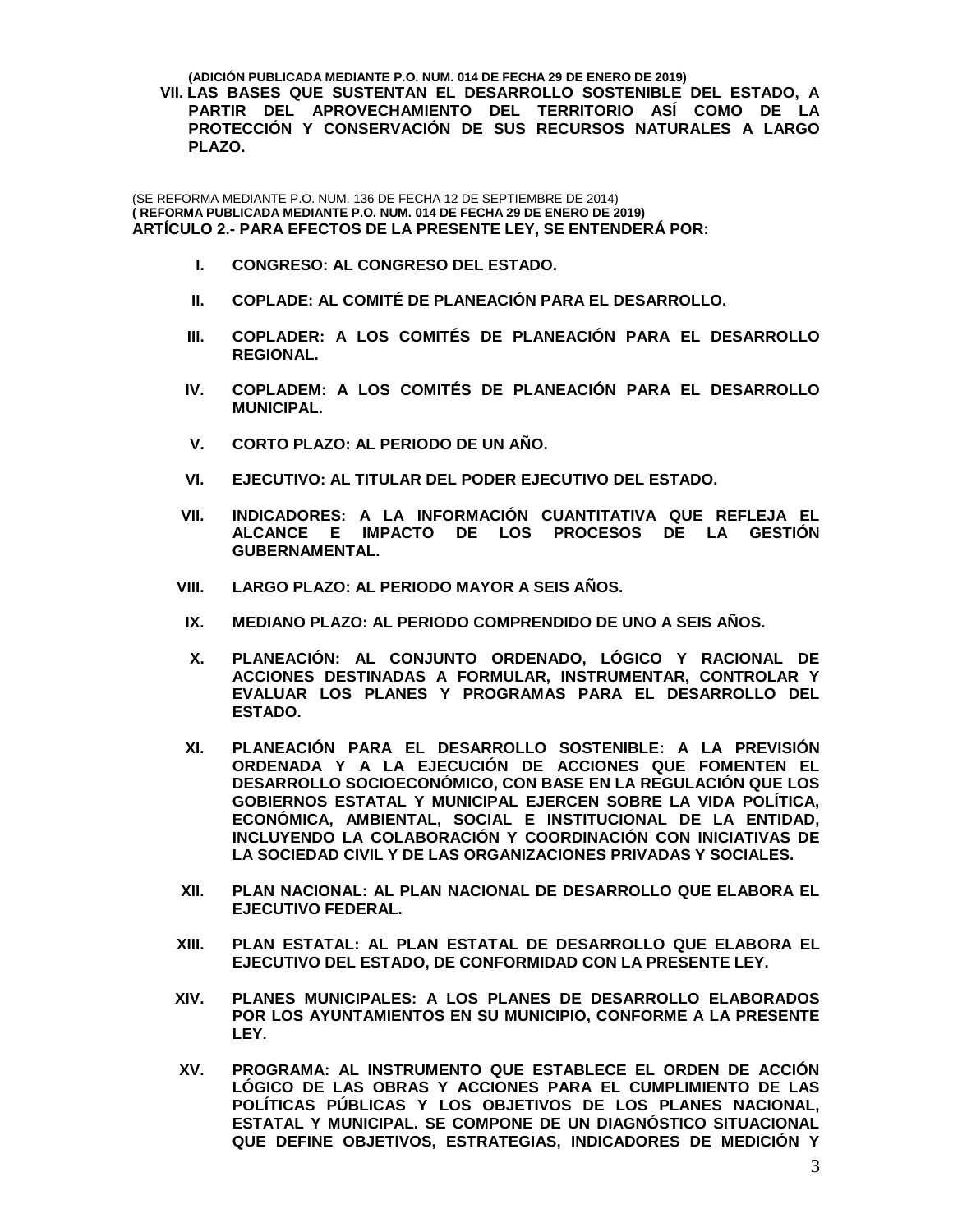**(ADICIÓN PUBLICADA MEDIANTE P.O. NUM. 014 DE FECHA 29 DE ENERO DE 2019)**

**VII. LAS BASES QUE SUSTENTAN EL DESARROLLO SOSTENIBLE DEL ESTADO, A PARTIR DEL APROVECHAMIENTO DEL TERRITORIO ASÍ COMO DE LA PROTECCIÓN Y CONSERVACIÓN DE SUS RECURSOS NATURALES A LARGO PLAZO.**

(SE REFORMA MEDIANTE P.O. NUM. 136 DE FECHA 12 DE SEPTIEMBRE DE 2014)
**( REFORMA PUBLICADA MEDIANTE P.O. NUM. 014 DE FECHA 29 DE ENERO DE 2019)**
**ARTÍCULO 2.- PARA EFECTOS DE LA PRESENTE LEY, SE ENTENDERÁ POR:**

**I. CONGRESO: AL CONGRESO DEL ESTADO.**

**II. COPLADE: AL COMITÉ DE PLANEACIÓN PARA EL DESARROLLO.**

**III. COPLADER: A LOS COMITÉS DE PLANEACIÓN PARA EL DESARROLLO REGIONAL.**

**IV. COPLADEM: A LOS COMITÉS DE PLANEACIÓN PARA EL DESARROLLO MUNICIPAL.**

**V. CORTO PLAZO: AL PERIODO DE UN AÑO.**

**VI. EJECUTIVO: AL TITULAR DEL PODER EJECUTIVO DEL ESTADO.**

**VII. INDICADORES: A LA INFORMACIÓN CUANTITATIVA QUE REFLEJA EL ALCANCE E IMPACTO DE LOS PROCESOS DE LA GESTIÓN GUBERNAMENTAL.**

**VIII. LARGO PLAZO: AL PERIODO MAYOR A SEIS AÑOS.**

**IX. MEDIANO PLAZO: AL PERIODO COMPRENDIDO DE UNO A SEIS AÑOS.**

**X. PLANEACIÓN: AL CONJUNTO ORDENADO, LÓGICO Y RACIONAL DE ACCIONES DESTINADAS A FORMULAR, INSTRUMENTAR, CONTROLAR Y EVALUAR LOS PLANES Y PROGRAMAS PARA EL DESARROLLO DEL ESTADO.**

**XI. PLANEACIÓN PARA EL DESARROLLO SOSTENIBLE: A LA PREVISIÓN ORDENADA Y A LA EJECUCIÓN DE ACCIONES QUE FOMENTEN EL DESARROLLO SOCIOECONÓMICO, CON BASE EN LA REGULACIÓN QUE LOS GOBIERNOS ESTATAL Y MUNICIPAL EJERCEN SOBRE LA VIDA POLÍTICA, ECONÓMICA, AMBIENTAL, SOCIAL E INSTITUCIONAL DE LA ENTIDAD, INCLUYENDO LA COLABORACIÓN Y COORDINACIÓN CON INICIATIVAS DE LA SOCIEDAD CIVIL Y DE LAS ORGANIZACIONES PRIVADAS Y SOCIALES.**

**XII. PLAN NACIONAL: AL PLAN NACIONAL DE DESARROLLO QUE ELABORA EL EJECUTIVO FEDERAL.**

**XIII. PLAN ESTATAL: AL PLAN ESTATAL DE DESARROLLO QUE ELABORA EL EJECUTIVO DEL ESTADO, DE CONFORMIDAD CON LA PRESENTE LEY.**

**XIV. PLANES MUNICIPALES: A LOS PLANES DE DESARROLLO ELABORADOS POR LOS AYUNTAMIENTOS EN SU MUNICIPIO, CONFORME A LA PRESENTE LEY.**

**XV. PROGRAMA: AL INSTRUMENTO QUE ESTABLECE EL ORDEN DE ACCIÓN LÓGICO DE LAS OBRAS Y ACCIONES PARA EL CUMPLIMIENTO DE LAS POLÍTICAS PÚBLICAS Y LOS OBJETIVOS DE LOS PLANES NACIONAL, ESTATAL Y MUNICIPAL. SE COMPONE DE UN DIAGNÓSTICO SITUACIONAL QUE DEFINE OBJETIVOS, ESTRATEGIAS, INDICADORES DE MEDICIÓN Y**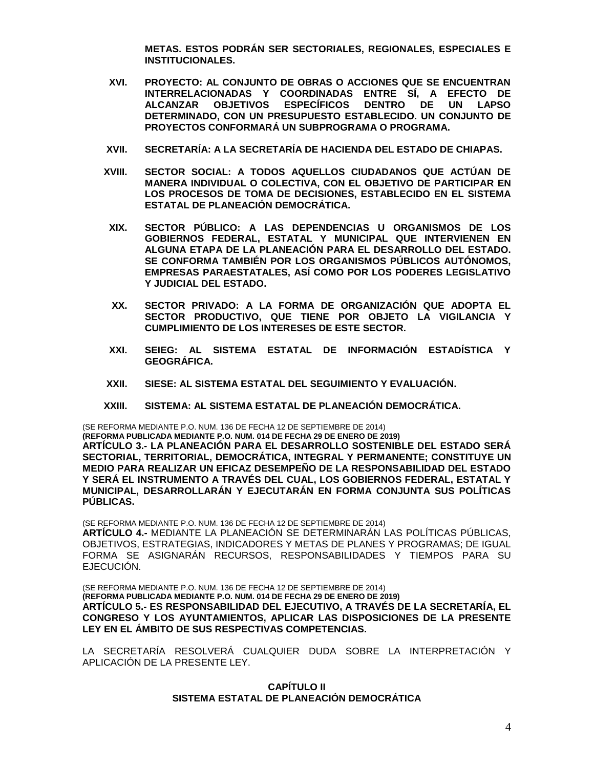**METAS. ESTOS PODRÁN SER SECTORIALES, REGIONALES, ESPECIALES E INSTITUCIONALES.**

**XVI. PROYECTO: AL CONJUNTO DE OBRAS O ACCIONES QUE SE ENCUENTRAN INTERRELACIONADAS Y COORDINADAS ENTRE SÍ, A EFECTO DE ALCANZAR OBJETIVOS ESPECÍFICOS DENTRO DE UN LAPSO DETERMINADO, CON UN PRESUPUESTO ESTABLECIDO. UN CONJUNTO DE PROYECTOS CONFORMARÁ UN SUBPROGRAMA O PROGRAMA.**

**XVII. SECRETARÍA: A LA SECRETARÍA DE HACIENDA DEL ESTADO DE CHIAPAS.**

**XVIII. SECTOR SOCIAL: A TODOS AQUELLOS CIUDADANOS QUE ACTÚAN DE MANERA INDIVIDUAL O COLECTIVA, CON EL OBJETIVO DE PARTICIPAR EN LOS PROCESOS DE TOMA DE DECISIONES, ESTABLECIDO EN EL SISTEMA ESTATAL DE PLANEACIÓN DEMOCRÁTICA.**

**XIX. SECTOR PÚBLICO: A LAS DEPENDENCIAS U ORGANISMOS DE LOS GOBIERNOS FEDERAL, ESTATAL Y MUNICIPAL QUE INTERVIENEN EN ALGUNA ETAPA DE LA PLANEACIÓN PARA EL DESARROLLO DEL ESTADO. SE CONFORMA TAMBIÉN POR LOS ORGANISMOS PÚBLICOS AUTÓNOMOS, EMPRESAS PARAESTATALES, ASÍ COMO POR LOS PODERES LEGISLATIVO Y JUDICIAL DEL ESTADO.**

**XX. SECTOR PRIVADO: A LA FORMA DE ORGANIZACIÓN QUE ADOPTA EL SECTOR PRODUCTIVO, QUE TIENE POR OBJETO LA VIGILANCIA Y CUMPLIMIENTO DE LOS INTERESES DE ESTE SECTOR.**

**XXI. SEIEG: AL SISTEMA ESTATAL DE INFORMACIÓN ESTADÍSTICA Y GEOGRÁFICA.**

**XXII. SIESE: AL SISTEMA ESTATAL DEL SEGUIMIENTO Y EVALUACIÓN.**

**XXIII. SISTEMA: AL SISTEMA ESTATAL DE PLANEACIÓN DEMOCRÁTICA.**

(SE REFORMA MEDIANTE P.O. NUM. 136 DE FECHA 12 DE SEPTIEMBRE DE 2014)
**(REFORMA PUBLICADA MEDIANTE P.O. NUM. 014 DE FECHA 29 DE ENERO DE 2019)**
**ARTÍCULO 3.- LA PLANEACIÓN PARA EL DESARROLLO SOSTENIBLE DEL ESTADO SERÁ SECTORIAL, TERRITORIAL, DEMOCRÁTICA, INTEGRAL Y PERMANENTE; CONSTITUYE UN MEDIO PARA REALIZAR UN EFICAZ DESEMPEÑO DE LA RESPONSABILIDAD DEL ESTADO Y SERÁ EL INSTRUMENTO A TRAVÉS DEL CUAL, LOS GOBIERNOS FEDERAL, ESTATAL Y MUNICIPAL, DESARROLLARÁN Y EJECUTARÁN EN FORMA CONJUNTA SUS POLÍTICAS PÚBLICAS.**

(SE REFORMA MEDIANTE P.O. NUM. 136 DE FECHA 12 DE SEPTIEMBRE DE 2014)
**ARTÍCULO 4.-** MEDIANTE LA PLANEACIÓN SE DETERMINARÁN LAS POLÍTICAS PÚBLICAS, OBJETIVOS, ESTRATEGIAS, INDICADORES Y METAS DE PLANES Y PROGRAMAS; DE IGUAL FORMA SE ASIGNARÁN RECURSOS, RESPONSABILIDADES Y TIEMPOS PARA SU EJECUCIÓN.

(SE REFORMA MEDIANTE P.O. NUM. 136 DE FECHA 12 DE SEPTIEMBRE DE 2014)
**(REFORMA PUBLICADA MEDIANTE P.O. NUM. 014 DE FECHA 29 DE ENERO DE 2019)**
**ARTÍCULO 5.- ES RESPONSABILIDAD DEL EJECUTIVO, A TRAVÉS DE LA SECRETARÍA, EL CONGRESO Y LOS AYUNTAMIENTOS, APLICAR LAS DISPOSICIONES DE LA PRESENTE LEY EN EL ÁMBITO DE SUS RESPECTIVAS COMPETENCIAS.**

LA SECRETARÍA RESOLVERÁ CUALQUIER DUDA SOBRE LA INTERPRETACIÓN Y APLICACIÓN DE LA PRESENTE LEY.

## CAPÍTULO II
## SISTEMA ESTATAL DE PLANEACIÓN DEMOCRÁTICA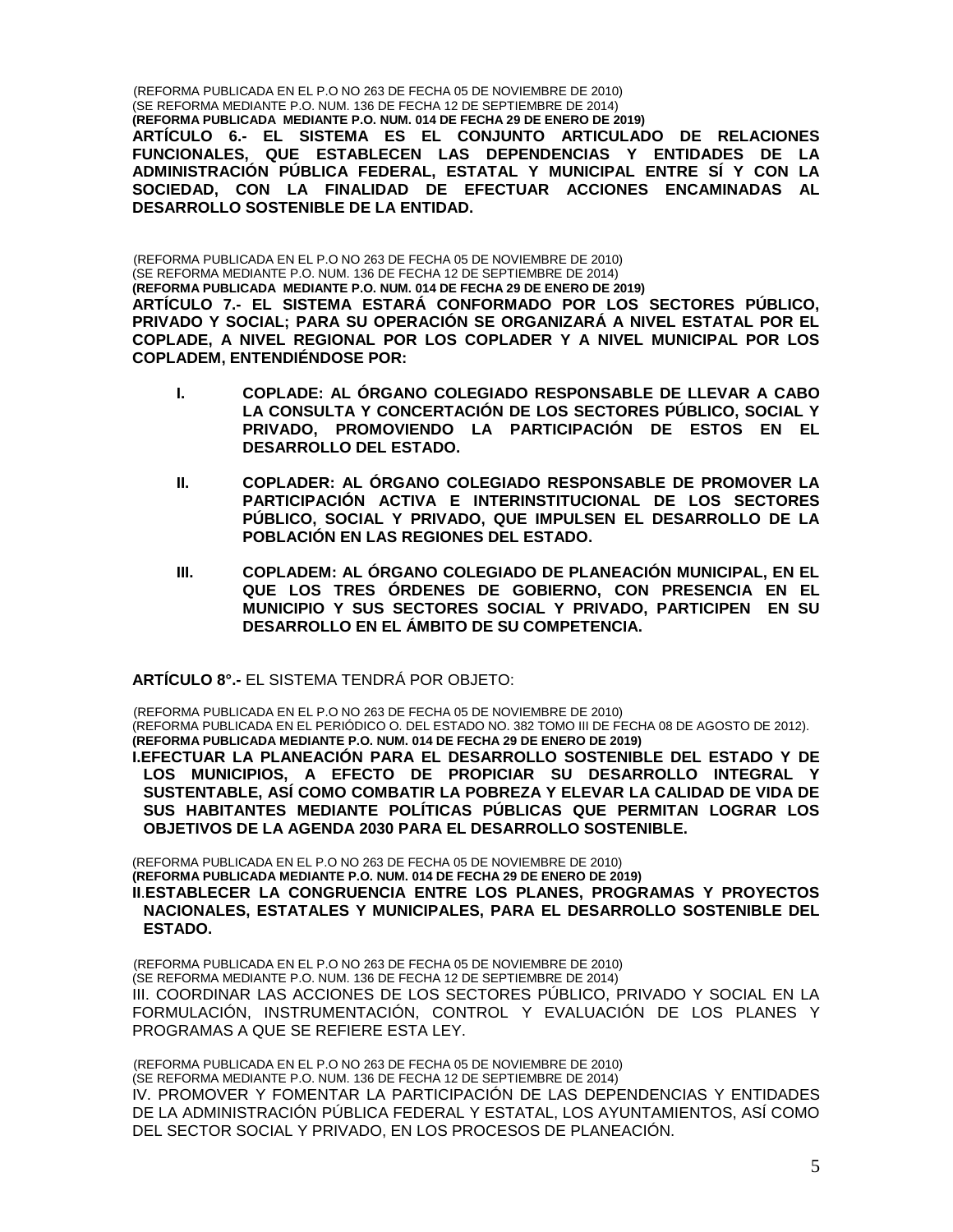(REFORMA PUBLICADA EN EL P.O NO 263 DE FECHA 05 DE NOVIEMBRE DE 2010)
(SE REFORMA MEDIANTE P.O. NUM. 136 DE FECHA 12 DE SEPTIEMBRE DE 2014)
**(REFORMA PUBLICADA MEDIANTE P.O. NUM. 014 DE FECHA 29 DE ENERO DE 2019)**
**ARTÍCULO 6.- EL SISTEMA ES EL CONJUNTO ARTICULADO DE RELACIONES FUNCIONALES, QUE ESTABLECEN LAS DEPENDENCIAS Y ENTIDADES DE LA ADMINISTRACIÓN PÚBLICA FEDERAL, ESTATAL Y MUNICIPAL ENTRE SÍ Y CON LA SOCIEDAD, CON LA FINALIDAD DE EFECTUAR ACCIONES ENCAMINADAS AL DESARROLLO SOSTENIBLE DE LA ENTIDAD.**

(REFORMA PUBLICADA EN EL P.O NO 263 DE FECHA 05 DE NOVIEMBRE DE 2010)
(SE REFORMA MEDIANTE P.O. NUM. 136 DE FECHA 12 DE SEPTIEMBRE DE 2014)
**(REFORMA PUBLICADA MEDIANTE P.O. NUM. 014 DE FECHA 29 DE ENERO DE 2019)**
**ARTÍCULO 7.- EL SISTEMA ESTARÁ CONFORMADO POR LOS SECTORES PÚBLICO, PRIVADO Y SOCIAL; PARA SU OPERACIÓN SE ORGANIZARÁ A NIVEL ESTATAL POR EL COPLADE, A NIVEL REGIONAL POR LOS COPLADER Y A NIVEL MUNICIPAL POR LOS COPLADEM, ENTENDIÉNDOSE POR:**

**I. COPLADE: AL ÓRGANO COLEGIADO RESPONSABLE DE LLEVAR A CABO LA CONSULTA Y CONCERTACIÓN DE LOS SECTORES PÚBLICO, SOCIAL Y PRIVADO, PROMOVIENDO LA PARTICIPACIÓN DE ESTOS EN EL DESARROLLO DEL ESTADO.**

**II. COPLADER: AL ÓRGANO COLEGIADO RESPONSABLE DE PROMOVER LA PARTICIPACIÓN ACTIVA E INTERINSTITUCIONAL DE LOS SECTORES PÚBLICO, SOCIAL Y PRIVADO, QUE IMPULSEN EL DESARROLLO DE LA POBLACIÓN EN LAS REGIONES DEL ESTADO.**

**III. COPLADEM: AL ÓRGANO COLEGIADO DE PLANEACIÓN MUNICIPAL, EN EL QUE LOS TRES ÓRDENES DE GOBIERNO, CON PRESENCIA EN EL MUNICIPIO Y SUS SECTORES SOCIAL Y PRIVADO, PARTICIPEN EN SU DESARROLLO EN EL ÁMBITO DE SU COMPETENCIA.**

**ARTÍCULO 8°.-** EL SISTEMA TENDRÁ POR OBJETO:

(REFORMA PUBLICADA EN EL P.O NO 263 DE FECHA 05 DE NOVIEMBRE DE 2010)
(REFORMA PUBLICADA EN EL PERIÓDICO O. DEL ESTADO NO. 382 TOMO III DE FECHA 08 DE AGOSTO DE 2012).
**(REFORMA PUBLICADA MEDIANTE P.O. NUM. 014 DE FECHA 29 DE ENERO DE 2019)**
**I.EFECTUAR LA PLANEACIÓN PARA EL DESARROLLO SOSTENIBLE DEL ESTADO Y DE LOS MUNICIPIOS, A EFECTO DE PROPICIAR SU DESARROLLO INTEGRAL Y SUSTENTABLE, ASÍ COMO COMBATIR LA POBREZA Y ELEVAR LA CALIDAD DE VIDA DE SUS HABITANTES MEDIANTE POLÍTICAS PÚBLICAS QUE PERMITAN LOGRAR LOS OBJETIVOS DE LA AGENDA 2030 PARA EL DESARROLLO SOSTENIBLE.**

(REFORMA PUBLICADA EN EL P.O NO 263 DE FECHA 05 DE NOVIEMBRE DE 2010)
**(REFORMA PUBLICADA MEDIANTE P.O. NUM. 014 DE FECHA 29 DE ENERO DE 2019)**
**II.ESTABLECER LA CONGRUENCIA ENTRE LOS PLANES, PROGRAMAS Y PROYECTOS NACIONALES, ESTATALES Y MUNICIPALES, PARA EL DESARROLLO SOSTENIBLE DEL ESTADO.**

(REFORMA PUBLICADA EN EL P.O NO 263 DE FECHA 05 DE NOVIEMBRE DE 2010)
(SE REFORMA MEDIANTE P.O. NUM. 136 DE FECHA 12 DE SEPTIEMBRE DE 2014)
III. COORDINAR LAS ACCIONES DE LOS SECTORES PÚBLICO, PRIVADO Y SOCIAL EN LA FORMULACIÓN, INSTRUMENTACIÓN, CONTROL Y EVALUACIÓN DE LOS PLANES Y PROGRAMAS A QUE SE REFIERE ESTA LEY.

(REFORMA PUBLICADA EN EL P.O NO 263 DE FECHA 05 DE NOVIEMBRE DE 2010)
(SE REFORMA MEDIANTE P.O. NUM. 136 DE FECHA 12 DE SEPTIEMBRE DE 2014)
IV. PROMOVER Y FOMENTAR LA PARTICIPACIÓN DE LAS DEPENDENCIAS Y ENTIDADES DE LA ADMINISTRACIÓN PÚBLICA FEDERAL Y ESTATAL, LOS AYUNTAMIENTOS, ASÍ COMO DEL SECTOR SOCIAL Y PRIVADO, EN LOS PROCESOS DE PLANEACIÓN.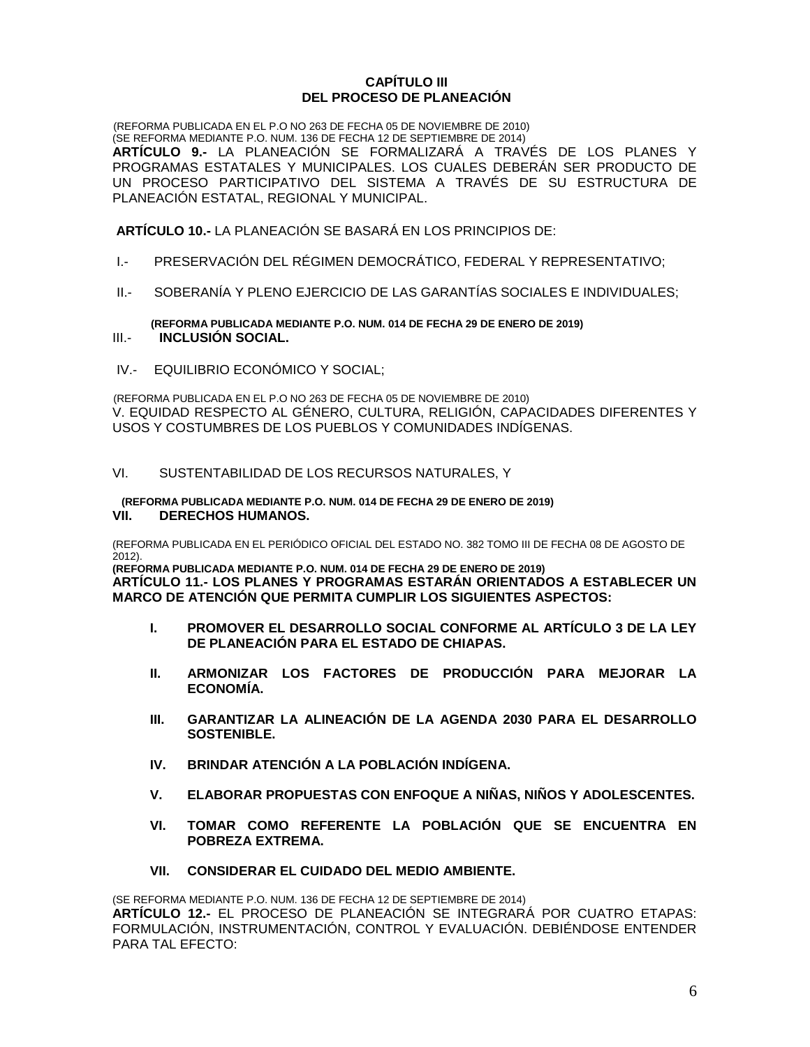**CAPÍTULO III**
**DEL PROCESO DE PLANEACIÓN**

(REFORMA PUBLICADA EN EL P.O NO 263 DE FECHA 05 DE NOVIEMBRE DE 2010)
(SE REFORMA MEDIANTE P.O. NUM. 136 DE FECHA 12 DE SEPTIEMBRE DE 2014)
**ARTÍCULO 9.-** LA PLANEACIÓN SE FORMALIZARÁ A TRAVÉS DE LOS PLANES Y PROGRAMAS ESTATALES Y MUNICIPALES. LOS CUALES DEBERÁN SER PRODUCTO DE UN PROCESO PARTICIPATIVO DEL SISTEMA A TRAVÉS DE SU ESTRUCTURA DE PLANEACIÓN ESTATAL, REGIONAL Y MUNICIPAL.

**ARTÍCULO 10.-** LA PLANEACIÓN SE BASARÁ EN LOS PRINCIPIOS DE:

I.- PRESERVACIÓN DEL RÉGIMEN DEMOCRÁTICO, FEDERAL Y REPRESENTATIVO;

II.- SOBERANÍA Y PLENO EJERCICIO DE LAS GARANTÍAS SOCIALES E INDIVIDUALES;

**(REFORMA PUBLICADA MEDIANTE P.O. NUM. 014 DE FECHA 29 DE ENERO DE 2019)**
III.- **INCLUSIÓN SOCIAL.**

IV.- EQUILIBRIO ECONÓMICO Y SOCIAL;

(REFORMA PUBLICADA EN EL P.O NO 263 DE FECHA 05 DE NOVIEMBRE DE 2010)
V. EQUIDAD RESPECTO AL GÉNERO, CULTURA, RELIGIÓN, CAPACIDADES DIFERENTES Y USOS Y COSTUMBRES DE LOS PUEBLOS Y COMUNIDADES INDÍGENAS.

VI. SUSTENTABILIDAD DE LOS RECURSOS NATURALES, Y

**(REFORMA PUBLICADA MEDIANTE P.O. NUM. 014 DE FECHA 29 DE ENERO DE 2019)**
**VII. DERECHOS HUMANOS.**

(REFORMA PUBLICADA EN EL PERIÓDICO OFICIAL DEL ESTADO NO. 382 TOMO III DE FECHA 08 DE AGOSTO DE 2012).
**(REFORMA PUBLICADA MEDIANTE P.O. NUM. 014 DE FECHA 29 DE ENERO DE 2019)**
**ARTÍCULO 11.- LOS PLANES Y PROGRAMAS ESTARÁN ORIENTADOS A ESTABLECER UN MARCO DE ATENCIÓN QUE PERMITA CUMPLIR LOS SIGUIENTES ASPECTOS:**

**I. PROMOVER EL DESARROLLO SOCIAL CONFORME AL ARTÍCULO 3 DE LA LEY DE PLANEACIÓN PARA EL ESTADO DE CHIAPAS.**

**II. ARMONIZAR LOS FACTORES DE PRODUCCIÓN PARA MEJORAR LA ECONOMÍA.**

**III. GARANTIZAR LA ALINEACIÓN DE LA AGENDA 2030 PARA EL DESARROLLO SOSTENIBLE.**

**IV. BRINDAR ATENCIÓN A LA POBLACIÓN INDÍGENA.**

**V. ELABORAR PROPUESTAS CON ENFOQUE A NIÑAS, NIÑOS Y ADOLESCENTES.**

**VI. TOMAR COMO REFERENTE LA POBLACIÓN QUE SE ENCUENTRA EN POBREZA EXTREMA.**

**VII. CONSIDERAR EL CUIDADO DEL MEDIO AMBIENTE.**

(SE REFORMA MEDIANTE P.O. NUM. 136 DE FECHA 12 DE SEPTIEMBRE DE 2014)
**ARTÍCULO 12.-** EL PROCESO DE PLANEACIÓN SE INTEGRARÁ POR CUATRO ETAPAS: FORMULACIÓN, INSTRUMENTACIÓN, CONTROL Y EVALUACIÓN. DEBIÉNDOSE ENTENDER PARA TAL EFECTO: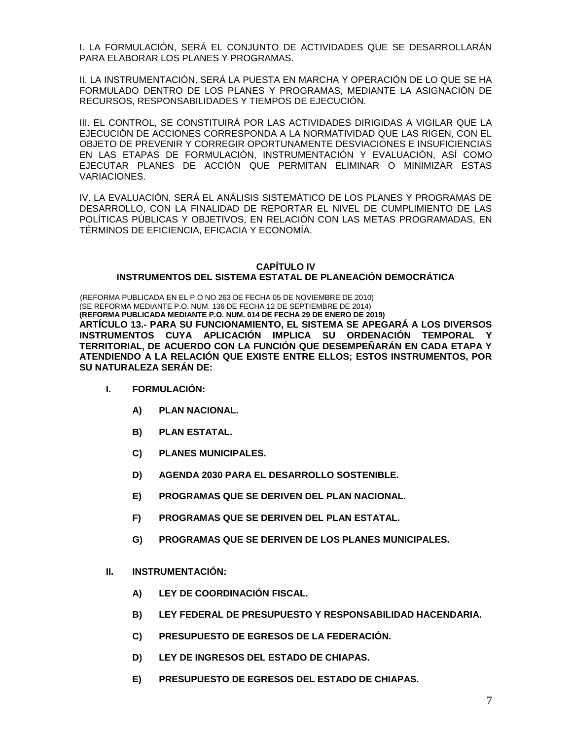I. LA FORMULACIÓN, SERÁ EL CONJUNTO DE ACTIVIDADES QUE SE DESARROLLARÁN PARA ELABORAR LOS PLANES Y PROGRAMAS.

II. LA INSTRUMENTACIÓN, SERÁ LA PUESTA EN MARCHA Y OPERACIÓN DE LO QUE SE HA FORMULADO DENTRO DE LOS PLANES Y PROGRAMAS, MEDIANTE LA ASIGNACIÓN DE RECURSOS, RESPONSABILIDADES Y TIEMPOS DE EJECUCIÓN.

III. EL CONTROL, SE CONSTITUIRÁ POR LAS ACTIVIDADES DIRIGIDAS A VIGILAR QUE LA EJECUCIÓN DE ACCIONES CORRESPONDA A LA NORMATIVIDAD QUE LAS RIGEN, CON EL OBJETO DE PREVENIR Y CORREGIR OPORTUNAMENTE DESVIACIONES E INSUFICIENCIAS EN LAS ETAPAS DE FORMULACIÓN, INSTRUMENTACIÓN Y EVALUACIÓN, ASÍ COMO EJECUTAR PLANES DE ACCIÓN QUE PERMITAN ELIMINAR O MINIMIZAR ESTAS VARIACIONES.

IV. LA EVALUACIÓN, SERÁ EL ANÁLISIS SISTEMÁTICO DE LOS PLANES Y PROGRAMAS DE DESARROLLO, CON LA FINALIDAD DE REPORTAR EL NIVEL DE CUMPLIMIENTO DE LAS POLÍTICAS PÚBLICAS Y OBJETIVOS, EN RELACIÓN CON LAS METAS PROGRAMADAS, EN TÉRMINOS DE EFICIENCIA, EFICACIA Y ECONOMÍA.

## CAPÍTULO IV
## INSTRUMENTOS DEL SISTEMA ESTATAL DE PLANEACIÓN DEMOCRÁTICA

(REFORMA PUBLICADA EN EL P.O NO 263 DE FECHA 05 DE NOVIEMBRE DE 2010)
(SE REFORMA MEDIANTE P.O. NUM. 136 DE FECHA 12 DE SEPTIEMBRE DE 2014)
**(REFORMA PUBLICADA MEDIANTE P.O. NUM. 014 DE FECHA 29 DE ENERO DE 2019)**
**ARTÍCULO 13.- PARA SU FUNCIONAMIENTO, EL SISTEMA SE APEGARÁ A LOS DIVERSOS INSTRUMENTOS CUYA APLICACIÓN IMPLICA SU ORDENACIÓN TEMPORAL Y TERRITORIAL, DE ACUERDO CON LA FUNCIÓN QUE DESEMPEÑARÁN EN CADA ETAPA Y ATENDIENDO A LA RELACIÓN QUE EXISTE ENTRE ELLOS; ESTOS INSTRUMENTOS, POR SU NATURALEZA SERÁN DE:**

**I. FORMULACIÓN:**

- **A) PLAN NACIONAL.**
- **B) PLAN ESTATAL.**
- **C) PLANES MUNICIPALES.**
- **D) AGENDA 2030 PARA EL DESARROLLO SOSTENIBLE.**
- **E) PROGRAMAS QUE SE DERIVEN DEL PLAN NACIONAL.**
- **F) PROGRAMAS QUE SE DERIVEN DEL PLAN ESTATAL.**
- **G) PROGRAMAS QUE SE DERIVEN DE LOS PLANES MUNICIPALES.**

**II. INSTRUMENTACIÓN:**

- **A) LEY DE COORDINACIÓN FISCAL.**
- **B) LEY FEDERAL DE PRESUPUESTO Y RESPONSABILIDAD HACENDARIA.**
- **C) PRESUPUESTO DE EGRESOS DE LA FEDERACIÓN.**
- **D) LEY DE INGRESOS DEL ESTADO DE CHIAPAS.**
- **E) PRESUPUESTO DE EGRESOS DEL ESTADO DE CHIAPAS.**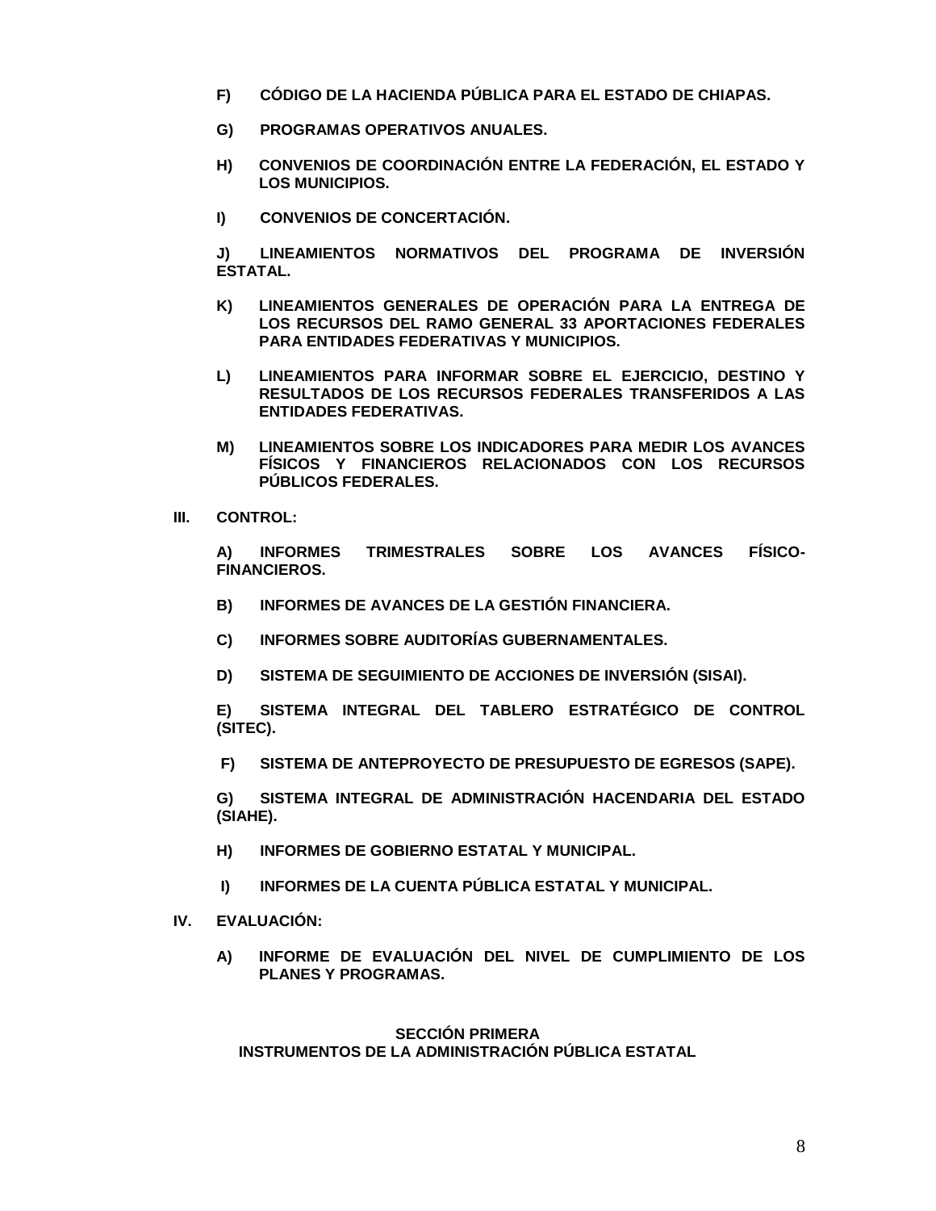**F) CÓDIGO DE LA HACIENDA PÚBLICA PARA EL ESTADO DE CHIAPAS.**

**G) PROGRAMAS OPERATIVOS ANUALES.**

**H) CONVENIOS DE COORDINACIÓN ENTRE LA FEDERACIÓN, EL ESTADO Y LOS MUNICIPIOS.**

**I) CONVENIOS DE CONCERTACIÓN.**

**J) LINEAMIENTOS NORMATIVOS DEL PROGRAMA DE INVERSIÓN ESTATAL.**

**K) LINEAMIENTOS GENERALES DE OPERACIÓN PARA LA ENTREGA DE LOS RECURSOS DEL RAMO GENERAL 33 APORTACIONES FEDERALES PARA ENTIDADES FEDERATIVAS Y MUNICIPIOS.**

**L) LINEAMIENTOS PARA INFORMAR SOBRE EL EJERCICIO, DESTINO Y RESULTADOS DE LOS RECURSOS FEDERALES TRANSFERIDOS A LAS ENTIDADES FEDERATIVAS.**

**M) LINEAMIENTOS SOBRE LOS INDICADORES PARA MEDIR LOS AVANCES FÍSICOS Y FINANCIEROS RELACIONADOS CON LOS RECURSOS PÚBLICOS FEDERALES.**

**III. CONTROL:**

**A) INFORMES TRIMESTRALES SOBRE LOS AVANCES FÍSICO-FINANCIEROS.**

**B) INFORMES DE AVANCES DE LA GESTIÓN FINANCIERA.**

**C) INFORMES SOBRE AUDITORÍAS GUBERNAMENTALES.**

**D) SISTEMA DE SEGUIMIENTO DE ACCIONES DE INVERSIÓN (SISAI).**

**E) SISTEMA INTEGRAL DEL TABLERO ESTRATÉGICO DE CONTROL (SITEC).**

**F) SISTEMA DE ANTEPROYECTO DE PRESUPUESTO DE EGRESOS (SAPE).**

**G) SISTEMA INTEGRAL DE ADMINISTRACIÓN HACENDARIA DEL ESTADO (SIAHE).**

**H) INFORMES DE GOBIERNO ESTATAL Y MUNICIPAL.**

**I) INFORMES DE LA CUENTA PÚBLICA ESTATAL Y MUNICIPAL.**

**IV. EVALUACIÓN:**

**A) INFORME DE EVALUACIÓN DEL NIVEL DE CUMPLIMIENTO DE LOS PLANES Y PROGRAMAS.**

## SECCIÓN PRIMERA
## INSTRUMENTOS DE LA ADMINISTRACIÓN PÚBLICA ESTATAL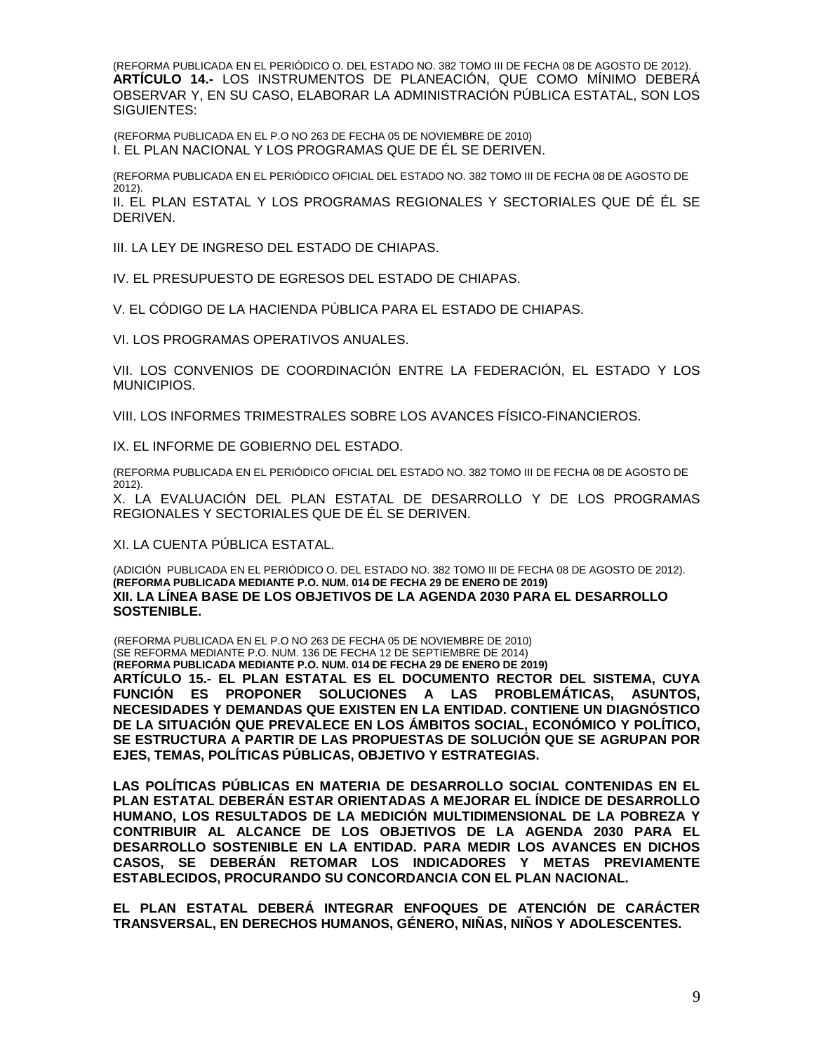(REFORMA PUBLICADA EN EL PERIÓDICO O. DEL ESTADO NO. 382 TOMO III DE FECHA 08 DE AGOSTO DE 2012).

**ARTÍCULO 14.-** LOS INSTRUMENTOS DE PLANEACIÓN, QUE COMO MÍNIMO DEBERÁ OBSERVAR Y, EN SU CASO, ELABORAR LA ADMINISTRACIÓN PÚBLICA ESTATAL, SON LOS SIGUIENTES:

(REFORMA PUBLICADA EN EL P.O NO 263 DE FECHA 05 DE NOVIEMBRE DE 2010)

I. EL PLAN NACIONAL Y LOS PROGRAMAS QUE DE ÉL SE DERIVEN.

(REFORMA PUBLICADA EN EL PERIÓDICO OFICIAL DEL ESTADO NO. 382 TOMO III DE FECHA 08 DE AGOSTO DE 2012).

II. EL PLAN ESTATAL Y LOS PROGRAMAS REGIONALES Y SECTORIALES QUE DÉ ÉL SE DERIVEN.

III. LA LEY DE INGRESO DEL ESTADO DE CHIAPAS.

IV. EL PRESUPUESTO DE EGRESOS DEL ESTADO DE CHIAPAS.

V. EL CÓDIGO DE LA HACIENDA PÚBLICA PARA EL ESTADO DE CHIAPAS.

VI. LOS PROGRAMAS OPERATIVOS ANUALES.

VII. LOS CONVENIOS DE COORDINACIÓN ENTRE LA FEDERACIÓN, EL ESTADO Y LOS MUNICIPIOS.

VIII. LOS INFORMES TRIMESTRALES SOBRE LOS AVANCES FÍSICO-FINANCIEROS.

IX. EL INFORME DE GOBIERNO DEL ESTADO.

(REFORMA PUBLICADA EN EL PERIÓDICO OFICIAL DEL ESTADO NO. 382 TOMO III DE FECHA 08 DE AGOSTO DE 2012).

X. LA EVALUACIÓN DEL PLAN ESTATAL DE DESARROLLO Y DE LOS PROGRAMAS REGIONALES Y SECTORIALES QUE DE ÉL SE DERIVEN.

XI. LA CUENTA PÚBLICA ESTATAL.

(ADICIÓN PUBLICADA EN EL PERIÓDICO O. DEL ESTADO NO. 382 TOMO III DE FECHA 08 DE AGOSTO DE 2012).

**(REFORMA PUBLICADA MEDIANTE P.O. NUM. 014 DE FECHA 29 DE ENERO DE 2019)**

**XII. LA LÍNEA BASE DE LOS OBJETIVOS DE LA AGENDA 2030 PARA EL DESARROLLO SOSTENIBLE.**

(REFORMA PUBLICADA EN EL P.O NO 263 DE FECHA 05 DE NOVIEMBRE DE 2010)

(SE REFORMA MEDIANTE P.O. NUM. 136 DE FECHA 12 DE SEPTIEMBRE DE 2014)

**(REFORMA PUBLICADA MEDIANTE P.O. NUM. 014 DE FECHA 29 DE ENERO DE 2019)**

**ARTÍCULO 15.- EL PLAN ESTATAL ES EL DOCUMENTO RECTOR DEL SISTEMA, CUYA FUNCIÓN ES PROPONER SOLUCIONES A LAS PROBLEMÁTICAS, ASUNTOS, NECESIDADES Y DEMANDAS QUE EXISTEN EN LA ENTIDAD. CONTIENE UN DIAGNÓSTICO DE LA SITUACIÓN QUE PREVALECE EN LOS ÁMBITOS SOCIAL, ECONÓMICO Y POLÍTICO, SE ESTRUCTURA A PARTIR DE LAS PROPUESTAS DE SOLUCIÓN QUE SE AGRUPAN POR EJES, TEMAS, POLÍTICAS PÚBLICAS, OBJETIVO Y ESTRATEGIAS.**

**LAS POLÍTICAS PÚBLICAS EN MATERIA DE DESARROLLO SOCIAL CONTENIDAS EN EL PLAN ESTATAL DEBERÁN ESTAR ORIENTADAS A MEJORAR EL ÍNDICE DE DESARROLLO HUMANO, LOS RESULTADOS DE LA MEDICIÓN MULTIDIMENSIONAL DE LA POBREZA Y CONTRIBUIR AL ALCANCE DE LOS OBJETIVOS DE LA AGENDA 2030 PARA EL DESARROLLO SOSTENIBLE EN LA ENTIDAD. PARA MEDIR LOS AVANCES EN DICHOS CASOS, SE DEBERÁN RETOMAR LOS INDICADORES Y METAS PREVIAMENTE ESTABLECIDOS, PROCURANDO SU CONCORDANCIA CON EL PLAN NACIONAL.**

**EL PLAN ESTATAL DEBERÁ INTEGRAR ENFOQUES DE ATENCIÓN DE CARÁCTER TRANSVERSAL, EN DERECHOS HUMANOS, GÉNERO, NIÑAS, NIÑOS Y ADOLESCENTES.**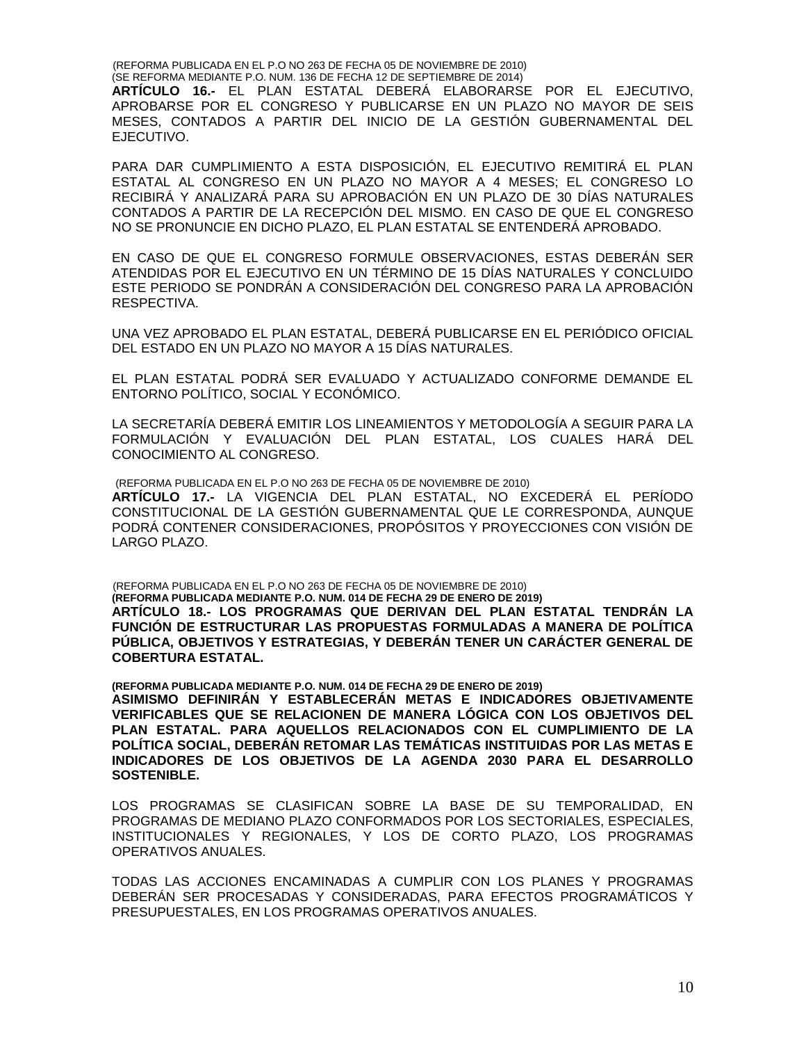(REFORMA PUBLICADA EN EL P.O NO 263 DE FECHA 05 DE NOVIEMBRE DE 2010)
(SE REFORMA MEDIANTE P.O. NUM. 136 DE FECHA 12 DE SEPTIEMBRE DE 2014)

**ARTÍCULO 16.-** EL PLAN ESTATAL DEBERÁ ELABORARSE POR EL EJECUTIVO, APROBARSE POR EL CONGRESO Y PUBLICARSE EN UN PLAZO NO MAYOR DE SEIS MESES, CONTADOS A PARTIR DEL INICIO DE LA GESTIÓN GUBERNAMENTAL DEL EJECUTIVO.

PARA DAR CUMPLIMIENTO A ESTA DISPOSICIÓN, EL EJECUTIVO REMITIRÁ EL PLAN ESTATAL AL CONGRESO EN UN PLAZO NO MAYOR A 4 MESES; EL CONGRESO LO RECIBIRÁ Y ANALIZARÁ PARA SU APROBACIÓN EN UN PLAZO DE 30 DÍAS NATURALES CONTADOS A PARTIR DE LA RECEPCIÓN DEL MISMO. EN CASO DE QUE EL CONGRESO NO SE PRONUNCIE EN DICHO PLAZO, EL PLAN ESTATAL SE ENTENDERÁ APROBADO.

EN CASO DE QUE EL CONGRESO FORMULE OBSERVACIONES, ESTAS DEBERÁN SER ATENDIDAS POR EL EJECUTIVO EN UN TÉRMINO DE 15 DÍAS NATURALES Y CONCLUIDO ESTE PERIODO SE PONDRÁN A CONSIDERACIÓN DEL CONGRESO PARA LA APROBACIÓN RESPECTIVA.

UNA VEZ APROBADO EL PLAN ESTATAL, DEBERÁ PUBLICARSE EN EL PERIÓDICO OFICIAL DEL ESTADO EN UN PLAZO NO MAYOR A 15 DÍAS NATURALES.

EL PLAN ESTATAL PODRÁ SER EVALUADO Y ACTUALIZADO CONFORME DEMANDE EL ENTORNO POLÍTICO, SOCIAL Y ECONÓMICO.

LA SECRETARÍA DEBERÁ EMITIR LOS LINEAMIENTOS Y METODOLOGÍA A SEGUIR PARA LA FORMULACIÓN Y EVALUACIÓN DEL PLAN ESTATAL, LOS CUALES HARÁ DEL CONOCIMIENTO AL CONGRESO.

(REFORMA PUBLICADA EN EL P.O NO 263 DE FECHA 05 DE NOVIEMBRE DE 2010)

**ARTÍCULO 17.-** LA VIGENCIA DEL PLAN ESTATAL, NO EXCEDERÁ EL PERÍODO CONSTITUCIONAL DE LA GESTIÓN GUBERNAMENTAL QUE LE CORRESPONDA, AUNQUE PODRÁ CONTENER CONSIDERACIONES, PROPÓSITOS Y PROYECCIONES CON VISIÓN DE LARGO PLAZO.

(REFORMA PUBLICADA EN EL P.O NO 263 DE FECHA 05 DE NOVIEMBRE DE 2010)
**(REFORMA PUBLICADA MEDIANTE P.O. NUM. 014 DE FECHA 29 DE ENERO DE 2019)**

**ARTÍCULO 18.- LOS PROGRAMAS QUE DERIVAN DEL PLAN ESTATAL TENDRÁN LA FUNCIÓN DE ESTRUCTURAR LAS PROPUESTAS FORMULADAS A MANERA DE POLÍTICA PÚBLICA, OBJETIVOS Y ESTRATEGIAS, Y DEBERÁN TENER UN CARÁCTER GENERAL DE COBERTURA ESTATAL.**

**(REFORMA PUBLICADA MEDIANTE P.O. NUM. 014 DE FECHA 29 DE ENERO DE 2019)**

**ASIMISMO DEFINIRÁN Y ESTABLECERÁN METAS E INDICADORES OBJETIVAMENTE VERIFICABLES QUE SE RELACIONEN DE MANERA LÓGICA CON LOS OBJETIVOS DEL PLAN ESTATAL. PARA AQUELLOS RELACIONADOS CON EL CUMPLIMIENTO DE LA POLÍTICA SOCIAL, DEBERÁN RETOMAR LAS TEMÁTICAS INSTITUIDAS POR LAS METAS E INDICADORES DE LOS OBJETIVOS DE LA AGENDA 2030 PARA EL DESARROLLO SOSTENIBLE.**

LOS PROGRAMAS SE CLASIFICAN SOBRE LA BASE DE SU TEMPORALIDAD, EN PROGRAMAS DE MEDIANO PLAZO CONFORMADOS POR LOS SECTORIALES, ESPECIALES, INSTITUCIONALES Y REGIONALES, Y LOS DE CORTO PLAZO, LOS PROGRAMAS OPERATIVOS ANUALES.

TODAS LAS ACCIONES ENCAMINADAS A CUMPLIR CON LOS PLANES Y PROGRAMAS DEBERÁN SER PROCESADAS Y CONSIDERADAS, PARA EFECTOS PROGRAMÁTICOS Y PRESUPUESTALES, EN LOS PROGRAMAS OPERATIVOS ANUALES.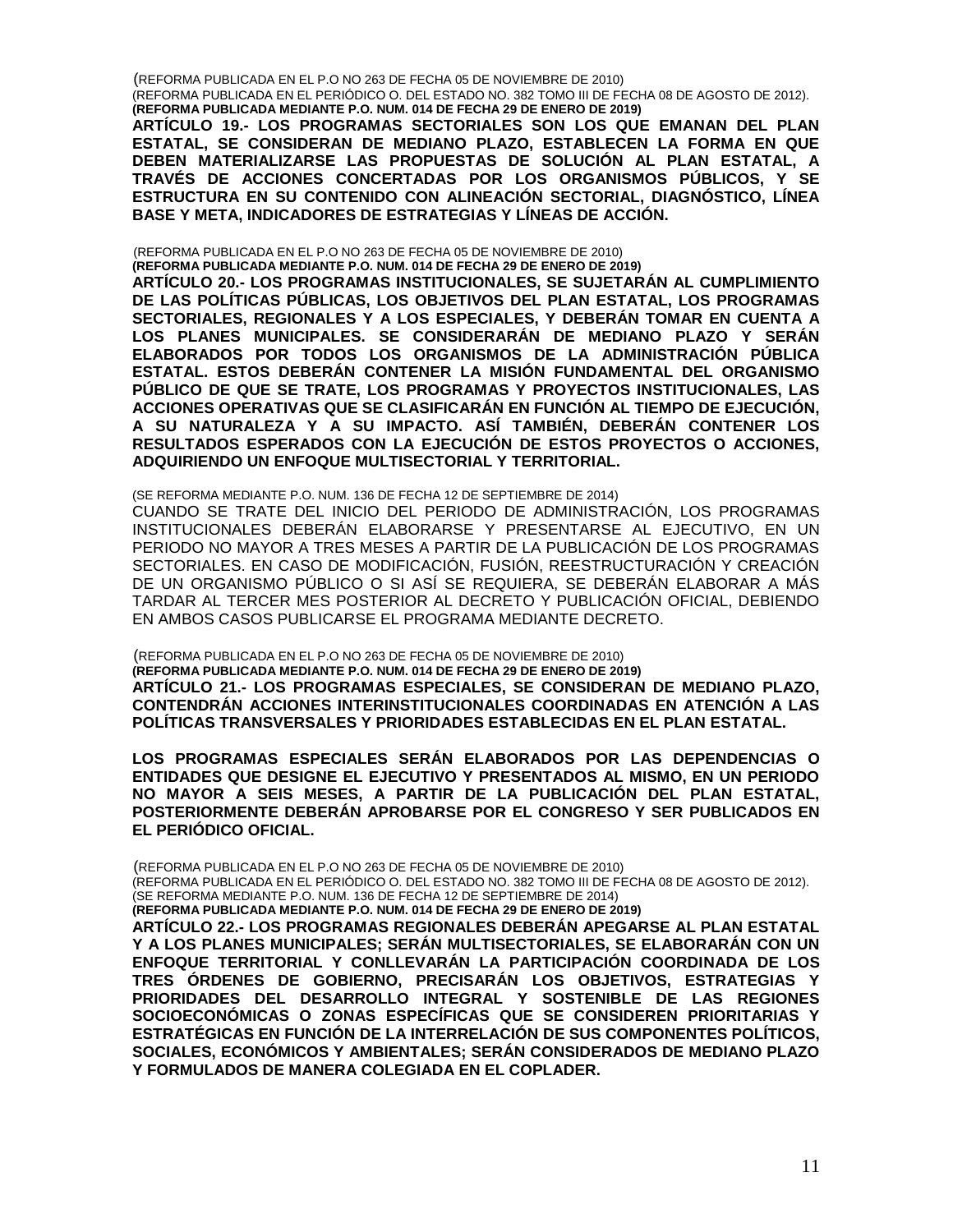(REFORMA PUBLICADA EN EL P.O NO 263 DE FECHA 05 DE NOVIEMBRE DE 2010)
(REFORMA PUBLICADA EN EL PERIÓDICO O. DEL ESTADO NO. 382 TOMO III DE FECHA 08 DE AGOSTO DE 2012).
**(REFORMA PUBLICADA MEDIANTE P.O. NUM. 014 DE FECHA 29 DE ENERO DE 2019)**

**ARTÍCULO 19.- LOS PROGRAMAS SECTORIALES SON LOS QUE EMANAN DEL PLAN ESTATAL, SE CONSIDERAN DE MEDIANO PLAZO, ESTABLECEN LA FORMA EN QUE DEBEN MATERIALIZARSE LAS PROPUESTAS DE SOLUCIÓN AL PLAN ESTATAL, A TRAVÉS DE ACCIONES CONCERTADAS POR LOS ORGANISMOS PÚBLICOS, Y SE ESTRUCTURA EN SU CONTENIDO CON ALINEACIÓN SECTORIAL, DIAGNÓSTICO, LÍNEA BASE Y META, INDICADORES DE ESTRATEGIAS Y LÍNEAS DE ACCIÓN.**

(REFORMA PUBLICADA EN EL P.O NO 263 DE FECHA 05 DE NOVIEMBRE DE 2010)
**(REFORMA PUBLICADA MEDIANTE P.O. NUM. 014 DE FECHA 29 DE ENERO DE 2019)**

**ARTÍCULO 20.- LOS PROGRAMAS INSTITUCIONALES, SE SUJETARÁN AL CUMPLIMIENTO DE LAS POLÍTICAS PÚBLICAS, LOS OBJETIVOS DEL PLAN ESTATAL, LOS PROGRAMAS SECTORIALES, REGIONALES Y A LOS ESPECIALES, Y DEBERÁN TOMAR EN CUENTA A LOS PLANES MUNICIPALES. SE CONSIDERARÁN DE MEDIANO PLAZO Y SERÁN ELABORADOS POR TODOS LOS ORGANISMOS DE LA ADMINISTRACIÓN PÚBLICA ESTATAL. ESTOS DEBERÁN CONTENER LA MISIÓN FUNDAMENTAL DEL ORGANISMO PÚBLICO DE QUE SE TRATE, LOS PROGRAMAS Y PROYECTOS INSTITUCIONALES, LAS ACCIONES OPERATIVAS QUE SE CLASIFICARÁN EN FUNCIÓN AL TIEMPO DE EJECUCIÓN, A SU NATURALEZA Y A SU IMPACTO. ASÍ TAMBIÉN, DEBERÁN CONTENER LOS RESULTADOS ESPERADOS CON LA EJECUCIÓN DE ESTOS PROYECTOS O ACCIONES, ADQUIRIENDO UN ENFOQUE MULTISECTORIAL Y TERRITORIAL.**

(SE REFORMA MEDIANTE P.O. NUM. 136 DE FECHA 12 DE SEPTIEMBRE DE 2014)

CUANDO SE TRATE DEL INICIO DEL PERIODO DE ADMINISTRACIÓN, LOS PROGRAMAS INSTITUCIONALES DEBERÁN ELABORARSE Y PRESENTARSE AL EJECUTIVO, EN UN PERIODO NO MAYOR A TRES MESES A PARTIR DE LA PUBLICACIÓN DE LOS PROGRAMAS SECTORIALES. EN CASO DE MODIFICACIÓN, FUSIÓN, REESTRUCTURACIÓN Y CREACIÓN DE UN ORGANISMO PÚBLICO O SI ASÍ SE REQUIERA, SE DEBERÁN ELABORAR A MÁS TARDAR AL TERCER MES POSTERIOR AL DECRETO Y PUBLICACIÓN OFICIAL, DEBIENDO EN AMBOS CASOS PUBLICARSE EL PROGRAMA MEDIANTE DECRETO.

(REFORMA PUBLICADA EN EL P.O NO 263 DE FECHA 05 DE NOVIEMBRE DE 2010)
**(REFORMA PUBLICADA MEDIANTE P.O. NUM. 014 DE FECHA 29 DE ENERO DE 2019)**

**ARTÍCULO 21.- LOS PROGRAMAS ESPECIALES, SE CONSIDERAN DE MEDIANO PLAZO, CONTENDRÁN ACCIONES INTERINSTITUCIONALES COORDINADAS EN ATENCIÓN A LAS POLÍTICAS TRANSVERSALES Y PRIORIDADES ESTABLECIDAS EN EL PLAN ESTATAL.**

**LOS PROGRAMAS ESPECIALES SERÁN ELABORADOS POR LAS DEPENDENCIAS O ENTIDADES QUE DESIGNE EL EJECUTIVO Y PRESENTADOS AL MISMO, EN UN PERIODO NO MAYOR A SEIS MESES, A PARTIR DE LA PUBLICACIÓN DEL PLAN ESTATAL, POSTERIORMENTE DEBERÁN APROBARSE POR EL CONGRESO Y SER PUBLICADOS EN EL PERIÓDICO OFICIAL.**

(REFORMA PUBLICADA EN EL P.O NO 263 DE FECHA 05 DE NOVIEMBRE DE 2010)
(REFORMA PUBLICADA EN EL PERIÓDICO O. DEL ESTADO NO. 382 TOMO III DE FECHA 08 DE AGOSTO DE 2012).
(SE REFORMA MEDIANTE P.O. NUM. 136 DE FECHA 12 DE SEPTIEMBRE DE 2014)
**(REFORMA PUBLICADA MEDIANTE P.O. NUM. 014 DE FECHA 29 DE ENERO DE 2019)**

**ARTÍCULO 22.- LOS PROGRAMAS REGIONALES DEBERÁN APEGARSE AL PLAN ESTATAL Y A LOS PLANES MUNICIPALES; SERÁN MULTISECTORIALES, SE ELABORARÁN CON UN ENFOQUE TERRITORIAL Y CONLLEVARÁN LA PARTICIPACIÓN COORDINADA DE LOS TRES ÓRDENES DE GOBIERNO, PRECISARÁN LOS OBJETIVOS, ESTRATEGIAS Y PRIORIDADES DEL DESARROLLO INTEGRAL Y SOSTENIBLE DE LAS REGIONES SOCIOECONÓMICAS O ZONAS ESPECÍFICAS QUE SE CONSIDEREN PRIORITARIAS Y ESTRATÉGICAS EN FUNCIÓN DE LA INTERRELACIÓN DE SUS COMPONENTES POLÍTICOS, SOCIALES, ECONÓMICOS Y AMBIENTALES; SERÁN CONSIDERADOS DE MEDIANO PLAZO Y FORMULADOS DE MANERA COLEGIADA EN EL COPLADER.**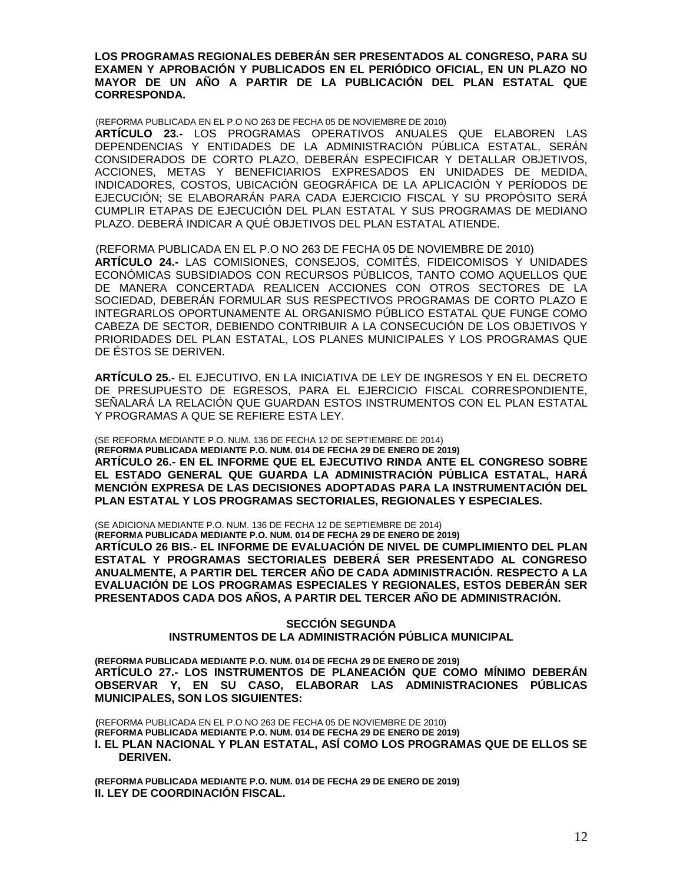**LOS PROGRAMAS REGIONALES DEBERÁN SER PRESENTADOS AL CONGRESO, PARA SU EXAMEN Y APROBACIÓN Y PUBLICADOS EN EL PERIÓDICO OFICIAL, EN UN PLAZO NO MAYOR DE UN AÑO A PARTIR DE LA PUBLICACIÓN DEL PLAN ESTATAL QUE CORRESPONDA.**

(REFORMA PUBLICADA EN EL P.O NO 263 DE FECHA 05 DE NOVIEMBRE DE 2010)

**ARTÍCULO 23.-** LOS PROGRAMAS OPERATIVOS ANUALES QUE ELABOREN LAS DEPENDENCIAS Y ENTIDADES DE LA ADMINISTRACIÓN PÚBLICA ESTATAL, SERÁN CONSIDERADOS DE CORTO PLAZO, DEBERÁN ESPECIFICAR Y DETALLAR OBJETIVOS, ACCIONES, METAS Y BENEFICIARIOS EXPRESADOS EN UNIDADES DE MEDIDA, INDICADORES, COSTOS, UBICACIÓN GEOGRÁFICA DE LA APLICACIÓN Y PERÍODOS DE EJECUCIÓN; SE ELABORARÁN PARA CADA EJERCICIO FISCAL Y SU PROPÓSITO SERÁ CUMPLIR ETAPAS DE EJECUCIÓN DEL PLAN ESTATAL Y SUS PROGRAMAS DE MEDIANO PLAZO. DEBERÁ INDICAR A QUÉ OBJETIVOS DEL PLAN ESTATAL ATIENDE.

(REFORMA PUBLICADA EN EL P.O NO 263 DE FECHA 05 DE NOVIEMBRE DE 2010)

**ARTÍCULO 24.-** LAS COMISIONES, CONSEJOS, COMITÉS, FIDEICOMISOS Y UNIDADES ECONÓMICAS SUBSIDIADOS CON RECURSOS PÚBLICOS, TANTO COMO AQUELLOS QUE DE MANERA CONCERTADA REALICEN ACCIONES CON OTROS SECTORES DE LA SOCIEDAD, DEBERÁN FORMULAR SUS RESPECTIVOS PROGRAMAS DE CORTO PLAZO E INTEGRARLOS OPORTUNAMENTE AL ORGANISMO PÚBLICO ESTATAL QUE FUNGE COMO CABEZA DE SECTOR, DEBIENDO CONTRIBUIR A LA CONSECUCIÓN DE LOS OBJETIVOS Y PRIORIDADES DEL PLAN ESTATAL, LOS PLANES MUNICIPALES Y LOS PROGRAMAS QUE DE ÉSTOS SE DERIVEN.

**ARTÍCULO 25.-** EL EJECUTIVO, EN LA INICIATIVA DE LEY DE INGRESOS Y EN EL DECRETO DE PRESUPUESTO DE EGRESOS, PARA EL EJERCICIO FISCAL CORRESPONDIENTE, SEÑALARÁ LA RELACIÓN QUE GUARDAN ESTOS INSTRUMENTOS CON EL PLAN ESTATAL Y PROGRAMAS A QUE SE REFIERE ESTA LEY.

(SE REFORMA MEDIANTE P.O. NUM. 136 DE FECHA 12 DE SEPTIEMBRE DE 2014)
**(REFORMA PUBLICADA MEDIANTE P.O. NUM. 014 DE FECHA 29 DE ENERO DE 2019)**

**ARTÍCULO 26.- EN EL INFORME QUE EL EJECUTIVO RINDA ANTE EL CONGRESO SOBRE EL ESTADO GENERAL QUE GUARDA LA ADMINISTRACIÓN PÚBLICA ESTATAL, HARÁ MENCIÓN EXPRESA DE LAS DECISIONES ADOPTADAS PARA LA INSTRUMENTACIÓN DEL PLAN ESTATAL Y LOS PROGRAMAS SECTORIALES, REGIONALES Y ESPECIALES.**

(SE ADICIONA MEDIANTE P.O. NUM. 136 DE FECHA 12 DE SEPTIEMBRE DE 2014)
**(REFORMA PUBLICADA MEDIANTE P.O. NUM. 014 DE FECHA 29 DE ENERO DE 2019)**

**ARTÍCULO 26 BIS.- EL INFORME DE EVALUACIÓN DE NIVEL DE CUMPLIMIENTO DEL PLAN ESTATAL Y PROGRAMAS SECTORIALES DEBERÁ SER PRESENTADO AL CONGRESO ANUALMENTE, A PARTIR DEL TERCER AÑO DE CADA ADMINISTRACIÓN. RESPECTO A LA EVALUACIÓN DE LOS PROGRAMAS ESPECIALES Y REGIONALES, ESTOS DEBERÁN SER PRESENTADOS CADA DOS AÑOS, A PARTIR DEL TERCER AÑO DE ADMINISTRACIÓN.**

## SECCIÓN SEGUNDA
## INSTRUMENTOS DE LA ADMINISTRACIÓN PÚBLICA MUNICIPAL

**(REFORMA PUBLICADA MEDIANTE P.O. NUM. 014 DE FECHA 29 DE ENERO DE 2019)**

**ARTÍCULO 27.- LOS INSTRUMENTOS DE PLANEACIÓN QUE COMO MÍNIMO DEBERÁN OBSERVAR Y, EN SU CASO, ELABORAR LAS ADMINISTRACIONES PÚBLICAS MUNICIPALES, SON LOS SIGUIENTES:**

**(**REFORMA PUBLICADA EN EL P.O NO 263 DE FECHA 05 DE NOVIEMBRE DE 2010)
**(REFORMA PUBLICADA MEDIANTE P.O. NUM. 014 DE FECHA 29 DE ENERO DE 2019)**

**I. EL PLAN NACIONAL Y PLAN ESTATAL, ASÍ COMO LOS PROGRAMAS QUE DE ELLOS SE DERIVEN.**

**(REFORMA PUBLICADA MEDIANTE P.O. NUM. 014 DE FECHA 29 DE ENERO DE 2019)**

**II. LEY DE COORDINACIÓN FISCAL.**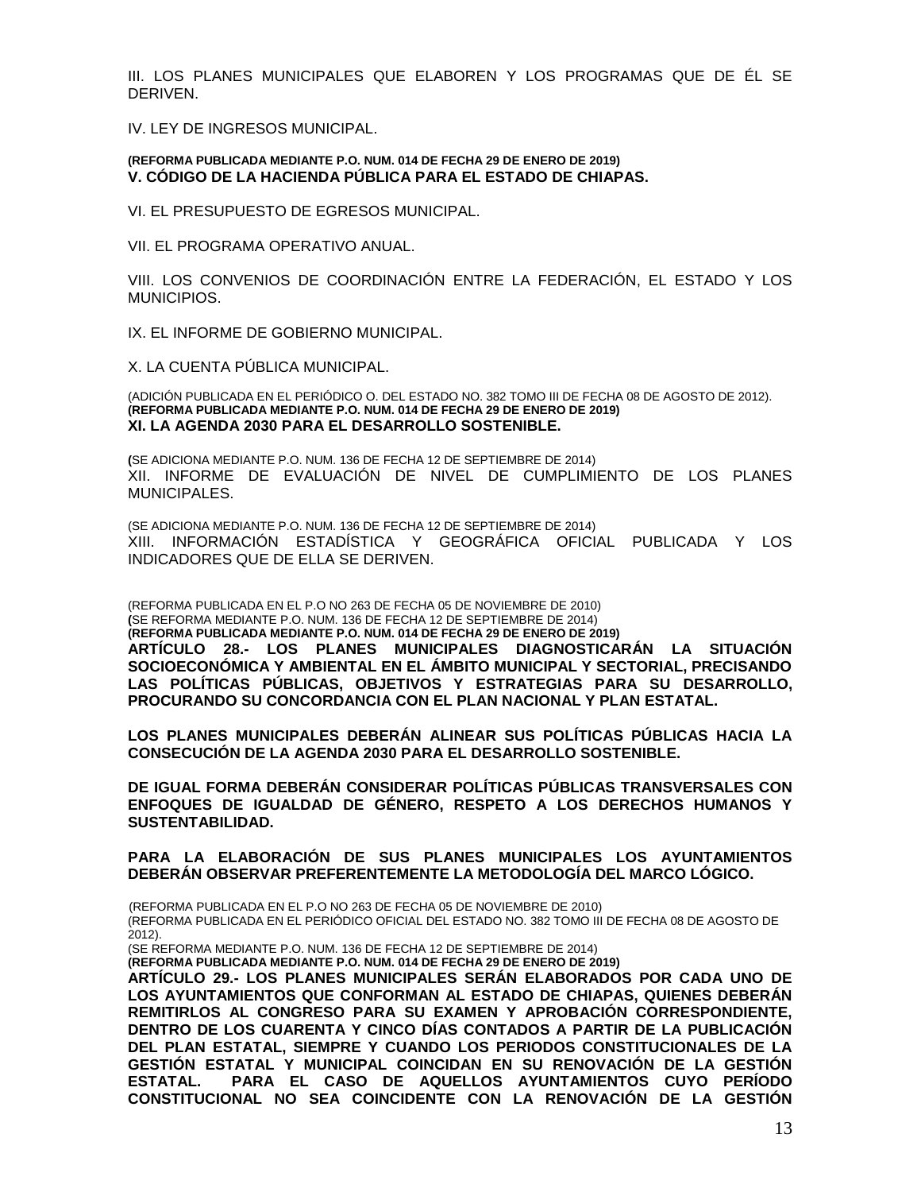III. LOS PLANES MUNICIPALES QUE ELABOREN Y LOS PROGRAMAS QUE DE ÉL SE DERIVEN.

IV. LEY DE INGRESOS MUNICIPAL.

**(REFORMA PUBLICADA MEDIANTE P.O. NUM. 014 DE FECHA 29 DE ENERO DE 2019)**
**V. CÓDIGO DE LA HACIENDA PÚBLICA PARA EL ESTADO DE CHIAPAS.**

VI. EL PRESUPUESTO DE EGRESOS MUNICIPAL.

VII. EL PROGRAMA OPERATIVO ANUAL.

VIII. LOS CONVENIOS DE COORDINACIÓN ENTRE LA FEDERACIÓN, EL ESTADO Y LOS MUNICIPIOS.

IX. EL INFORME DE GOBIERNO MUNICIPAL.

X. LA CUENTA PÚBLICA MUNICIPAL.

(ADICIÓN PUBLICADA EN EL PERIÓDICO O. DEL ESTADO NO. 382 TOMO III DE FECHA 08 DE AGOSTO DE 2012).
**(REFORMA PUBLICADA MEDIANTE P.O. NUM. 014 DE FECHA 29 DE ENERO DE 2019)**
**XI. LA AGENDA 2030 PARA EL DESARROLLO SOSTENIBLE.**

**(**SE ADICIONA MEDIANTE P.O. NUM. 136 DE FECHA 12 DE SEPTIEMBRE DE 2014)
XII. INFORME DE EVALUACIÓN DE NIVEL DE CUMPLIMIENTO DE LOS PLANES MUNICIPALES.

(SE ADICIONA MEDIANTE P.O. NUM. 136 DE FECHA 12 DE SEPTIEMBRE DE 2014)
XIII. INFORMACIÓN ESTADÍSTICA Y GEOGRÁFICA OFICIAL PUBLICADA Y LOS INDICADORES QUE DE ELLA SE DERIVEN.

(REFORMA PUBLICADA EN EL P.O NO 263 DE FECHA 05 DE NOVIEMBRE DE 2010)
**(**SE REFORMA MEDIANTE P.O. NUM. 136 DE FECHA 12 DE SEPTIEMBRE DE 2014)
**(REFORMA PUBLICADA MEDIANTE P.O. NUM. 014 DE FECHA 29 DE ENERO DE 2019)**
**ARTÍCULO 28.- LOS PLANES MUNICIPALES DIAGNOSTICARÁN LA SITUACIÓN SOCIOECONÓMICA Y AMBIENTAL EN EL ÁMBITO MUNICIPAL Y SECTORIAL, PRECISANDO LAS POLÍTICAS PÚBLICAS, OBJETIVOS Y ESTRATEGIAS PARA SU DESARROLLO, PROCURANDO SU CONCORDANCIA CON EL PLAN NACIONAL Y PLAN ESTATAL.**

**LOS PLANES MUNICIPALES DEBERÁN ALINEAR SUS POLÍTICAS PÚBLICAS HACIA LA CONSECUCIÓN DE LA AGENDA 2030 PARA EL DESARROLLO SOSTENIBLE.**

**DE IGUAL FORMA DEBERÁN CONSIDERAR POLÍTICAS PÚBLICAS TRANSVERSALES CON ENFOQUES DE IGUALDAD DE GÉNERO, RESPETO A LOS DERECHOS HUMANOS Y SUSTENTABILIDAD.**

**PARA LA ELABORACIÓN DE SUS PLANES MUNICIPALES LOS AYUNTAMIENTOS DEBERÁN OBSERVAR PREFERENTEMENTE LA METODOLOGÍA DEL MARCO LÓGICO.**

(REFORMA PUBLICADA EN EL P.O NO 263 DE FECHA 05 DE NOVIEMBRE DE 2010)
(REFORMA PUBLICADA EN EL PERIÓDICO OFICIAL DEL ESTADO NO. 382 TOMO III DE FECHA 08 DE AGOSTO DE 2012).
(SE REFORMA MEDIANTE P.O. NUM. 136 DE FECHA 12 DE SEPTIEMBRE DE 2014)
**(REFORMA PUBLICADA MEDIANTE P.O. NUM. 014 DE FECHA 29 DE ENERO DE 2019)**
**ARTÍCULO 29.- LOS PLANES MUNICIPALES SERÁN ELABORADOS POR CADA UNO DE LOS AYUNTAMIENTOS QUE CONFORMAN AL ESTADO DE CHIAPAS, QUIENES DEBERÁN REMITIRLOS AL CONGRESO PARA SU EXAMEN Y APROBACIÓN CORRESPONDIENTE, DENTRO DE LOS CUARENTA Y CINCO DÍAS CONTADOS A PARTIR DE LA PUBLICACIÓN DEL PLAN ESTATAL, SIEMPRE Y CUANDO LOS PERIODOS CONSTITUCIONALES DE LA GESTIÓN ESTATAL Y MUNICIPAL COINCIDAN EN SU RENOVACIÓN DE LA GESTIÓN ESTATAL. PARA EL CASO DE AQUELLOS AYUNTAMIENTOS CUYO PERÍODO CONSTITUCIONAL NO SEA COINCIDENTE CON LA RENOVACIÓN DE LA GESTIÓN**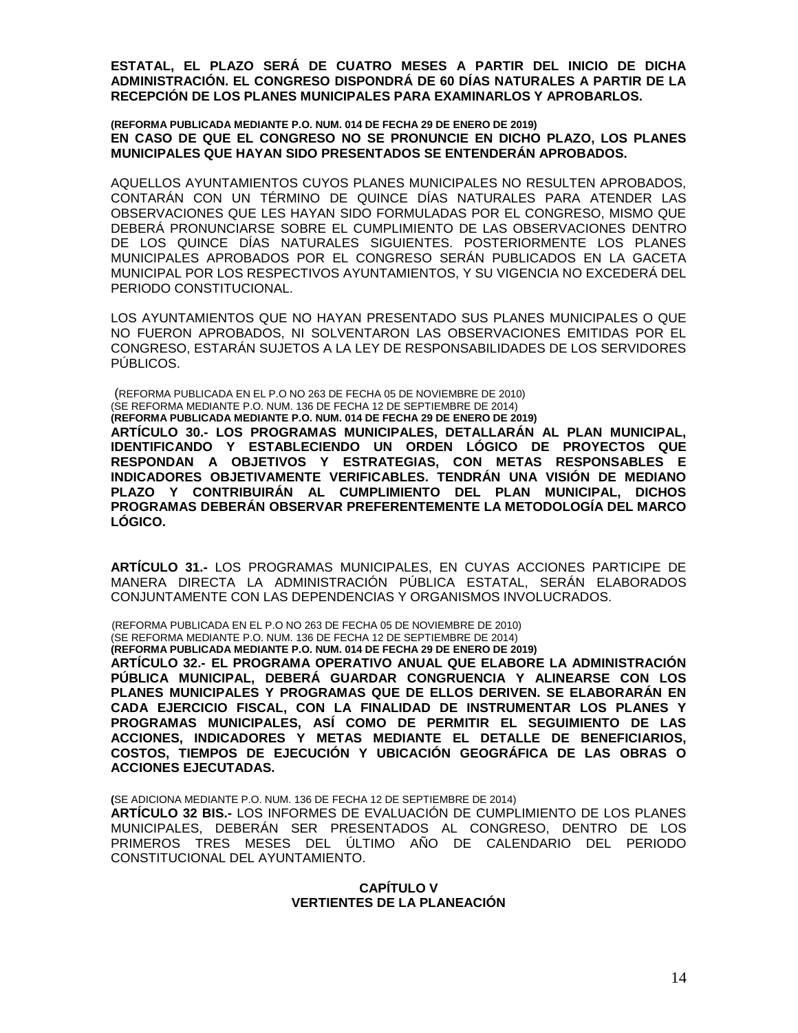**ESTATAL, EL PLAZO SERÁ DE CUATRO MESES A PARTIR DEL INICIO DE DICHA ADMINISTRACIÓN. EL CONGRESO DISPONDRÁ DE 60 DÍAS NATURALES A PARTIR DE LA RECEPCIÓN DE LOS PLANES MUNICIPALES PARA EXAMINARLOS Y APROBARLOS.**

**(REFORMA PUBLICADA MEDIANTE P.O. NUM. 014 DE FECHA 29 DE ENERO DE 2019)**
**EN CASO DE QUE EL CONGRESO NO SE PRONUNCIE EN DICHO PLAZO, LOS PLANES MUNICIPALES QUE HAYAN SIDO PRESENTADOS SE ENTENDERÁN APROBADOS.**

AQUELLOS AYUNTAMIENTOS CUYOS PLANES MUNICIPALES NO RESULTEN APROBADOS, CONTARÁN CON UN TÉRMINO DE QUINCE DÍAS NATURALES PARA ATENDER LAS OBSERVACIONES QUE LES HAYAN SIDO FORMULADAS POR EL CONGRESO, MISMO QUE DEBERÁ PRONUNCIARSE SOBRE EL CUMPLIMIENTO DE LAS OBSERVACIONES DENTRO DE LOS QUINCE DÍAS NATURALES SIGUIENTES. POSTERIORMENTE LOS PLANES MUNICIPALES APROBADOS POR EL CONGRESO SERÁN PUBLICADOS EN LA GACETA MUNICIPAL POR LOS RESPECTIVOS AYUNTAMIENTOS, Y SU VIGENCIA NO EXCEDERÁ DEL PERIODO CONSTITUCIONAL.

LOS AYUNTAMIENTOS QUE NO HAYAN PRESENTADO SUS PLANES MUNICIPALES O QUE NO FUERON APROBADOS, NI SOLVENTARON LAS OBSERVACIONES EMITIDAS POR EL CONGRESO, ESTARÁN SUJETOS A LA LEY DE RESPONSABILIDADES DE LOS SERVIDORES PÚBLICOS.

(REFORMA PUBLICADA EN EL P.O NO 263 DE FECHA 05 DE NOVIEMBRE DE 2010)
(SE REFORMA MEDIANTE P.O. NUM. 136 DE FECHA 12 DE SEPTIEMBRE DE 2014)
**(REFORMA PUBLICADA MEDIANTE P.O. NUM. 014 DE FECHA 29 DE ENERO DE 2019)**
**ARTÍCULO 30.- LOS PROGRAMAS MUNICIPALES, DETALLARÁN AL PLAN MUNICIPAL, IDENTIFICANDO Y ESTABLECIENDO UN ORDEN LÓGICO DE PROYECTOS QUE RESPONDAN A OBJETIVOS Y ESTRATEGIAS, CON METAS RESPONSABLES E INDICADORES OBJETIVAMENTE VERIFICABLES. TENDRÁN UNA VISIÓN DE MEDIANO PLAZO Y CONTRIBUIRÁN AL CUMPLIMIENTO DEL PLAN MUNICIPAL, DICHOS PROGRAMAS DEBERÁN OBSERVAR PREFERENTEMENTE LA METODOLOGÍA DEL MARCO LÓGICO.**

**ARTÍCULO 31.-** LOS PROGRAMAS MUNICIPALES, EN CUYAS ACCIONES PARTICIPE DE MANERA DIRECTA LA ADMINISTRACIÓN PÚBLICA ESTATAL, SERÁN ELABORADOS CONJUNTAMENTE CON LAS DEPENDENCIAS Y ORGANISMOS INVOLUCRADOS.

(REFORMA PUBLICADA EN EL P.O NO 263 DE FECHA 05 DE NOVIEMBRE DE 2010)
(SE REFORMA MEDIANTE P.O. NUM. 136 DE FECHA 12 DE SEPTIEMBRE DE 2014)
**(REFORMA PUBLICADA MEDIANTE P.O. NUM. 014 DE FECHA 29 DE ENERO DE 2019)**
**ARTÍCULO 32.- EL PROGRAMA OPERATIVO ANUAL QUE ELABORE LA ADMINISTRACIÓN PÚBLICA MUNICIPAL, DEBERÁ GUARDAR CONGRUENCIA Y ALINEARSE CON LOS PLANES MUNICIPALES Y PROGRAMAS QUE DE ELLOS DERIVEN. SE ELABORARÁN EN CADA EJERCICIO FISCAL, CON LA FINALIDAD DE INSTRUMENTAR LOS PLANES Y PROGRAMAS MUNICIPALES, ASÍ COMO DE PERMITIR EL SEGUIMIENTO DE LAS ACCIONES, INDICADORES Y METAS MEDIANTE EL DETALLE DE BENEFICIARIOS, COSTOS, TIEMPOS DE EJECUCIÓN Y UBICACIÓN GEOGRÁFICA DE LAS OBRAS O ACCIONES EJECUTADAS.**

(SE ADICIONA MEDIANTE P.O. NUM. 136 DE FECHA 12 DE SEPTIEMBRE DE 2014)
**ARTÍCULO 32 BIS.-** LOS INFORMES DE EVALUACIÓN DE CUMPLIMIENTO DE LOS PLANES MUNICIPALES, DEBERÁN SER PRESENTADOS AL CONGRESO, DENTRO DE LOS PRIMEROS TRES MESES DEL ÚLTIMO AÑO DE CALENDARIO DEL PERIODO CONSTITUCIONAL DEL AYUNTAMIENTO.

## CAPÍTULO V
## VERTIENTES DE LA PLANEACIÓN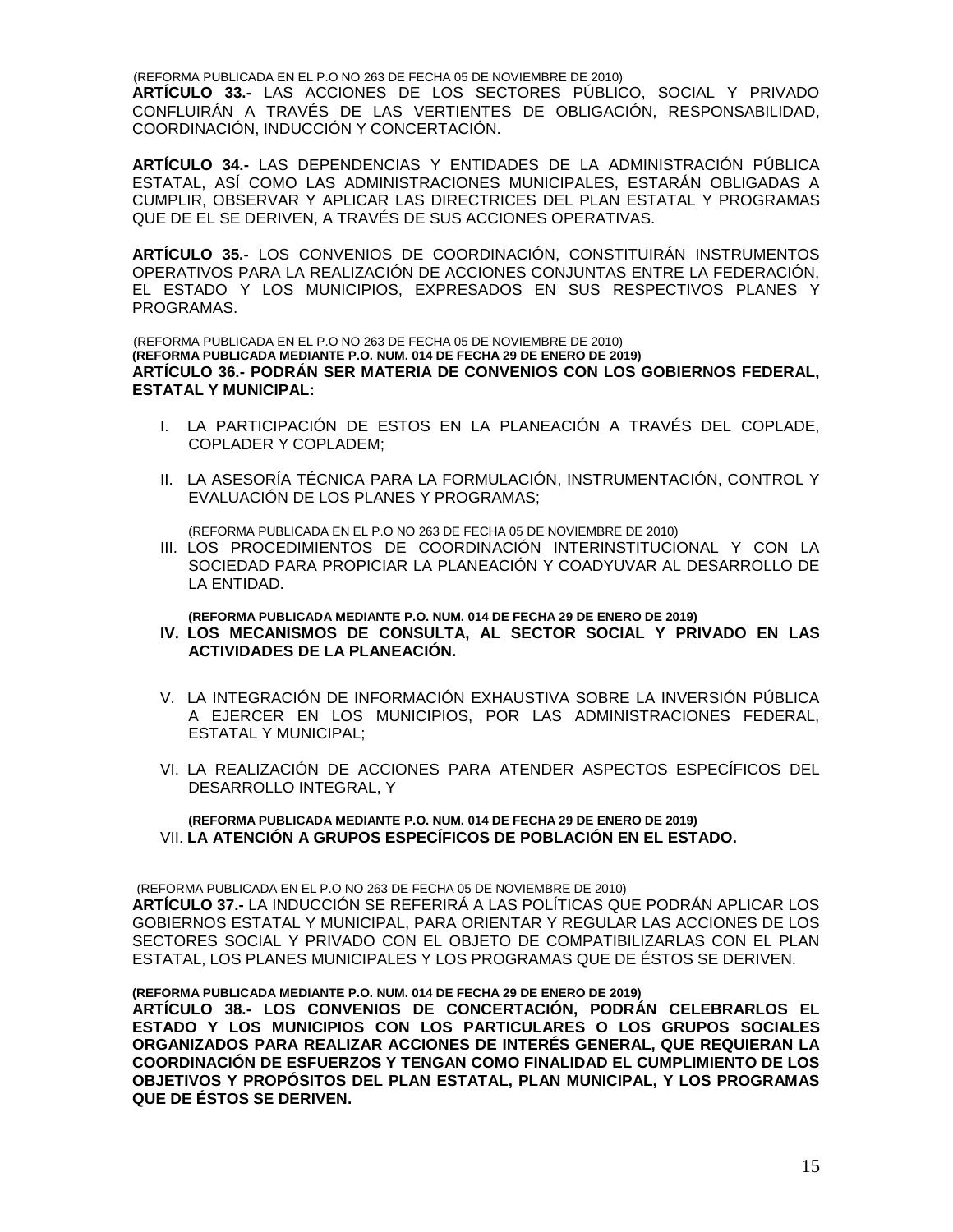(REFORMA PUBLICADA EN EL P.O NO 263 DE FECHA 05 DE NOVIEMBRE DE 2010)
**ARTÍCULO 33.-** LAS ACCIONES DE LOS SECTORES PÚBLICO, SOCIAL Y PRIVADO CONFLUIRÁN A TRAVÉS DE LAS VERTIENTES DE OBLIGACIÓN, RESPONSABILIDAD, COORDINACIÓN, INDUCCIÓN Y CONCERTACIÓN.

**ARTÍCULO 34.-** LAS DEPENDENCIAS Y ENTIDADES DE LA ADMINISTRACIÓN PÚBLICA ESTATAL, ASÍ COMO LAS ADMINISTRACIONES MUNICIPALES, ESTARÁN OBLIGADAS A CUMPLIR, OBSERVAR Y APLICAR LAS DIRECTRICES DEL PLAN ESTATAL Y PROGRAMAS QUE DE EL SE DERIVEN, A TRAVÉS DE SUS ACCIONES OPERATIVAS.

**ARTÍCULO 35.-** LOS CONVENIOS DE COORDINACIÓN, CONSTITUIRÁN INSTRUMENTOS OPERATIVOS PARA LA REALIZACIÓN DE ACCIONES CONJUNTAS ENTRE LA FEDERACIÓN, EL ESTADO Y LOS MUNICIPIOS, EXPRESADOS EN SUS RESPECTIVOS PLANES Y PROGRAMAS.

(REFORMA PUBLICADA EN EL P.O NO 263 DE FECHA 05 DE NOVIEMBRE DE 2010)
**(REFORMA PUBLICADA MEDIANTE P.O. NUM. 014 DE FECHA 29 DE ENERO DE 2019)**
**ARTÍCULO 36.- PODRÁN SER MATERIA DE CONVENIOS CON LOS GOBIERNOS FEDERAL, ESTATAL Y MUNICIPAL:**

I. LA PARTICIPACIÓN DE ESTOS EN LA PLANEACIÓN A TRAVÉS DEL COPLADE, COPLADER Y COPLADEM;

II. LA ASESORÍA TÉCNICA PARA LA FORMULACIÓN, INSTRUMENTACIÓN, CONTROL Y EVALUACIÓN DE LOS PLANES Y PROGRAMAS;

(REFORMA PUBLICADA EN EL P.O NO 263 DE FECHA 05 DE NOVIEMBRE DE 2010)
III. LOS PROCEDIMIENTOS DE COORDINACIÓN INTERINSTITUCIONAL Y CON LA SOCIEDAD PARA PROPICIAR LA PLANEACIÓN Y COADYUVAR AL DESARROLLO DE LA ENTIDAD.

**(REFORMA PUBLICADA MEDIANTE P.O. NUM. 014 DE FECHA 29 DE ENERO DE 2019)**
**IV. LOS MECANISMOS DE CONSULTA, AL SECTOR SOCIAL Y PRIVADO EN LAS ACTIVIDADES DE LA PLANEACIÓN.**

V. LA INTEGRACIÓN DE INFORMACIÓN EXHAUSTIVA SOBRE LA INVERSIÓN PÚBLICA A EJERCER EN LOS MUNICIPIOS, POR LAS ADMINISTRACIONES FEDERAL, ESTATAL Y MUNICIPAL;

VI. LA REALIZACIÓN DE ACCIONES PARA ATENDER ASPECTOS ESPECÍFICOS DEL DESARROLLO INTEGRAL, Y

**(REFORMA PUBLICADA MEDIANTE P.O. NUM. 014 DE FECHA 29 DE ENERO DE 2019)**
VII. **LA ATENCIÓN A GRUPOS ESPECÍFICOS DE POBLACIÓN EN EL ESTADO.**

(REFORMA PUBLICADA EN EL P.O NO 263 DE FECHA 05 DE NOVIEMBRE DE 2010)
**ARTÍCULO 37.-** LA INDUCCIÓN SE REFERIRÁ A LAS POLÍTICAS QUE PODRÁN APLICAR LOS GOBIERNOS ESTATAL Y MUNICIPAL, PARA ORIENTAR Y REGULAR LAS ACCIONES DE LOS SECTORES SOCIAL Y PRIVADO CON EL OBJETO DE COMPATIBILIZARLAS CON EL PLAN ESTATAL, LOS PLANES MUNICIPALES Y LOS PROGRAMAS QUE DE ÉSTOS SE DERIVEN.

**(REFORMA PUBLICADA MEDIANTE P.O. NUM. 014 DE FECHA 29 DE ENERO DE 2019)**
**ARTÍCULO 38.- LOS CONVENIOS DE CONCERTACIÓN, PODRÁN CELEBRARLOS EL ESTADO Y LOS MUNICIPIOS CON LOS PARTICULARES O LOS GRUPOS SOCIALES ORGANIZADOS PARA REALIZAR ACCIONES DE INTERÉS GENERAL, QUE REQUIERAN LA COORDINACIÓN DE ESFUERZOS Y TENGAN COMO FINALIDAD EL CUMPLIMIENTO DE LOS OBJETIVOS Y PROPÓSITOS DEL PLAN ESTATAL, PLAN MUNICIPAL, Y LOS PROGRAMAS QUE DE ÉSTOS SE DERIVEN.**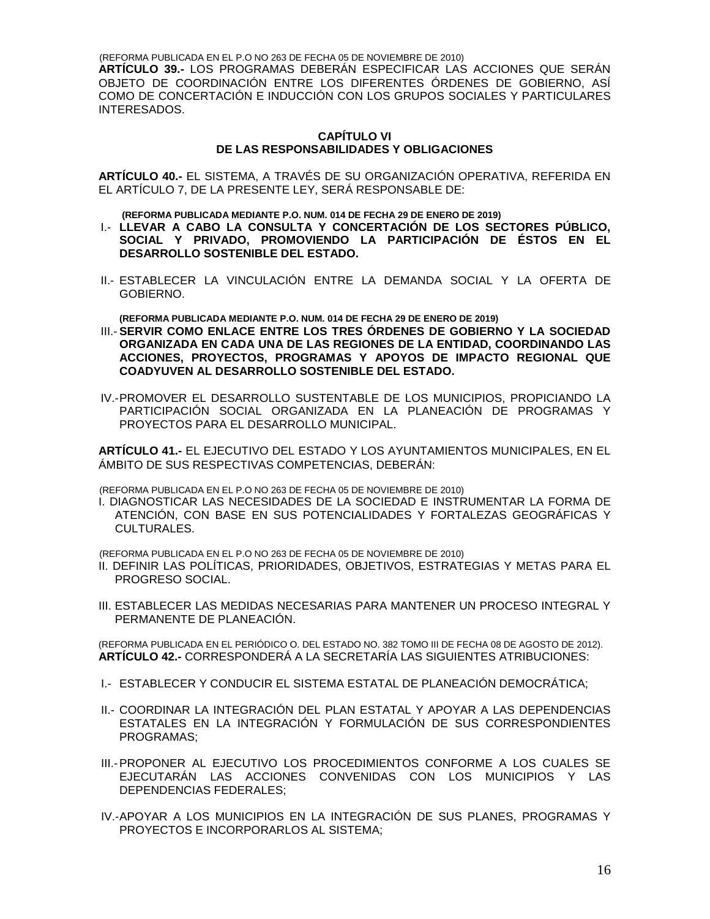(REFORMA PUBLICADA EN EL P.O NO 263 DE FECHA 05 DE NOVIEMBRE DE 2010)
**ARTÍCULO 39.-** LOS PROGRAMAS DEBERÁN ESPECIFICAR LAS ACCIONES QUE SERÁN OBJETO DE COORDINACIÓN ENTRE LOS DIFERENTES ÓRDENES DE GOBIERNO, ASÍ COMO DE CONCERTACIÓN E INDUCCIÓN CON LOS GRUPOS SOCIALES Y PARTICULARES INTERESADOS.

## CAPÍTULO VI
## DE LAS RESPONSABILIDADES Y OBLIGACIONES

**ARTÍCULO 40.-** EL SISTEMA, A TRAVÉS DE SU ORGANIZACIÓN OPERATIVA, REFERIDA EN EL ARTÍCULO 7, DE LA PRESENTE LEY, SERÁ RESPONSABLE DE:

**(REFORMA PUBLICADA MEDIANTE P.O. NUM. 014 DE FECHA 29 DE ENERO DE 2019)**
I.- **LLEVAR A CABO LA CONSULTA Y CONCERTACIÓN DE LOS SECTORES PÚBLICO, SOCIAL Y PRIVADO, PROMOVIENDO LA PARTICIPACIÓN DE ÉSTOS EN EL DESARROLLO SOSTENIBLE DEL ESTADO.**

II.- ESTABLECER LA VINCULACIÓN ENTRE LA DEMANDA SOCIAL Y LA OFERTA DE GOBIERNO.

**(REFORMA PUBLICADA MEDIANTE P.O. NUM. 014 DE FECHA 29 DE ENERO DE 2019)**
III.- **SERVIR COMO ENLACE ENTRE LOS TRES ÓRDENES DE GOBIERNO Y LA SOCIEDAD ORGANIZADA EN CADA UNA DE LAS REGIONES DE LA ENTIDAD, COORDINANDO LAS ACCIONES, PROYECTOS, PROGRAMAS Y APOYOS DE IMPACTO REGIONAL QUE COADYUVEN AL DESARROLLO SOSTENIBLE DEL ESTADO.**

IV.- PROMOVER EL DESARROLLO SUSTENTABLE DE LOS MUNICIPIOS, PROPICIANDO LA PARTICIPACIÓN SOCIAL ORGANIZADA EN LA PLANEACIÓN DE PROGRAMAS Y PROYECTOS PARA EL DESARROLLO MUNICIPAL.

**ARTÍCULO 41.-** EL EJECUTIVO DEL ESTADO Y LOS AYUNTAMIENTOS MUNICIPALES, EN EL ÁMBITO DE SUS RESPECTIVAS COMPETENCIAS, DEBERÁN:

(REFORMA PUBLICADA EN EL P.O NO 263 DE FECHA 05 DE NOVIEMBRE DE 2010)
I. DIAGNOSTICAR LAS NECESIDADES DE LA SOCIEDAD E INSTRUMENTAR LA FORMA DE ATENCIÓN, CON BASE EN SUS POTENCIALIDADES Y FORTALEZAS GEOGRÁFICAS Y CULTURALES.

(REFORMA PUBLICADA EN EL P.O NO 263 DE FECHA 05 DE NOVIEMBRE DE 2010)
II. DEFINIR LAS POLÍTICAS, PRIORIDADES, OBJETIVOS, ESTRATEGIAS Y METAS PARA EL PROGRESO SOCIAL.

III. ESTABLECER LAS MEDIDAS NECESARIAS PARA MANTENER UN PROCESO INTEGRAL Y PERMANENTE DE PLANEACIÓN.

(REFORMA PUBLICADA EN EL PERIÓDICO O. DEL ESTADO NO. 382 TOMO III DE FECHA 08 DE AGOSTO DE 2012).
**ARTÍCULO 42.-** CORRESPONDERÁ A LA SECRETARÍA LAS SIGUIENTES ATRIBUCIONES:

I.- ESTABLECER Y CONDUCIR EL SISTEMA ESTATAL DE PLANEACIÓN DEMOCRÁTICA;

II.- COORDINAR LA INTEGRACIÓN DEL PLAN ESTATAL Y APOYAR A LAS DEPENDENCIAS ESTATALES EN LA INTEGRACIÓN Y FORMULACIÓN DE SUS CORRESPONDIENTES PROGRAMAS;

III.- PROPONER AL EJECUTIVO LOS PROCEDIMIENTOS CONFORME A LOS CUALES SE EJECUTARÁN LAS ACCIONES CONVENIDAS CON LOS MUNICIPIOS Y LAS DEPENDENCIAS FEDERALES;

IV.- APOYAR A LOS MUNICIPIOS EN LA INTEGRACIÓN DE SUS PLANES, PROGRAMAS Y PROYECTOS E INCORPORARLOS AL SISTEMA;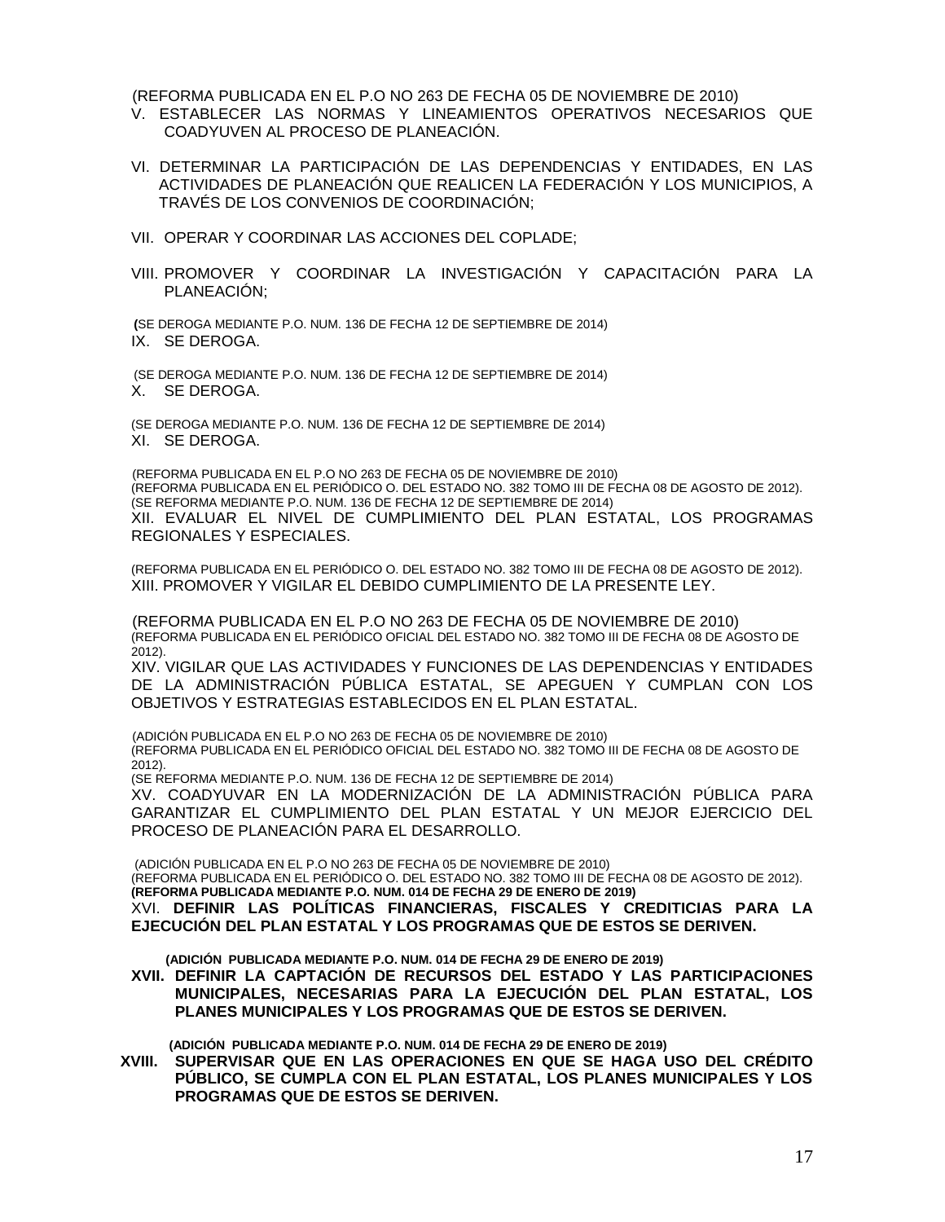(REFORMA PUBLICADA EN EL P.O NO 263 DE FECHA 05 DE NOVIEMBRE DE 2010)

V. ESTABLECER LAS NORMAS Y LINEAMIENTOS OPERATIVOS NECESARIOS QUE COADYUVEN AL PROCESO DE PLANEACIÓN.

VI. DETERMINAR LA PARTICIPACIÓN DE LAS DEPENDENCIAS Y ENTIDADES, EN LAS ACTIVIDADES DE PLANEACIÓN QUE REALICEN LA FEDERACIÓN Y LOS MUNICIPIOS, A TRAVÉS DE LOS CONVENIOS DE COORDINACIÓN;

VII. OPERAR Y COORDINAR LAS ACCIONES DEL COPLADE;

VIII. PROMOVER Y COORDINAR LA INVESTIGACIÓN Y CAPACITACIÓN PARA LA PLANEACIÓN;

(SE DEROGA MEDIANTE P.O. NUM. 136 DE FECHA 12 DE SEPTIEMBRE DE 2014)

IX. SE DEROGA.

(SE DEROGA MEDIANTE P.O. NUM. 136 DE FECHA 12 DE SEPTIEMBRE DE 2014)

X. SE DEROGA.

(SE DEROGA MEDIANTE P.O. NUM. 136 DE FECHA 12 DE SEPTIEMBRE DE 2014)

XI. SE DEROGA.

(REFORMA PUBLICADA EN EL P.O NO 263 DE FECHA 05 DE NOVIEMBRE DE 2010)
(REFORMA PUBLICADA EN EL PERIÓDICO O. DEL ESTADO NO. 382 TOMO III DE FECHA 08 DE AGOSTO DE 2012).
(SE REFORMA MEDIANTE P.O. NUM. 136 DE FECHA 12 DE SEPTIEMBRE DE 2014)

XII. EVALUAR EL NIVEL DE CUMPLIMIENTO DEL PLAN ESTATAL, LOS PROGRAMAS REGIONALES Y ESPECIALES.

(REFORMA PUBLICADA EN EL PERIÓDICO O. DEL ESTADO NO. 382 TOMO III DE FECHA 08 DE AGOSTO DE 2012).

XIII. PROMOVER Y VIGILAR EL DEBIDO CUMPLIMIENTO DE LA PRESENTE LEY.

(REFORMA PUBLICADA EN EL P.O NO 263 DE FECHA 05 DE NOVIEMBRE DE 2010)
(REFORMA PUBLICADA EN EL PERIÓDICO OFICIAL DEL ESTADO NO. 382 TOMO III DE FECHA 08 DE AGOSTO DE 2012).

XIV. VIGILAR QUE LAS ACTIVIDADES Y FUNCIONES DE LAS DEPENDENCIAS Y ENTIDADES DE LA ADMINISTRACIÓN PÚBLICA ESTATAL, SE APEGUEN Y CUMPLAN CON LOS OBJETIVOS Y ESTRATEGIAS ESTABLECIDOS EN EL PLAN ESTATAL.

(ADICIÓN PUBLICADA EN EL P.O NO 263 DE FECHA 05 DE NOVIEMBRE DE 2010)
(REFORMA PUBLICADA EN EL PERIÓDICO OFICIAL DEL ESTADO NO. 382 TOMO III DE FECHA 08 DE AGOSTO DE 2012).
(SE REFORMA MEDIANTE P.O. NUM. 136 DE FECHA 12 DE SEPTIEMBRE DE 2014)

XV. COADYUVAR EN LA MODERNIZACIÓN DE LA ADMINISTRACIÓN PÚBLICA PARA GARANTIZAR EL CUMPLIMIENTO DEL PLAN ESTATAL Y UN MEJOR EJERCICIO DEL PROCESO DE PLANEACIÓN PARA EL DESARROLLO.

(ADICIÓN PUBLICADA EN EL P.O NO 263 DE FECHA 05 DE NOVIEMBRE DE 2010)
(REFORMA PUBLICADA EN EL PERIÓDICO O. DEL ESTADO NO. 382 TOMO III DE FECHA 08 DE AGOSTO DE 2012).
**(REFORMA PUBLICADA MEDIANTE P.O. NUM. 014 DE FECHA 29 DE ENERO DE 2019)**

XVI. **DEFINIR LAS POLÍTICAS FINANCIERAS, FISCALES Y CREDITICIAS PARA LA EJECUCIÓN DEL PLAN ESTATAL Y LOS PROGRAMAS QUE DE ESTOS SE DERIVEN.**

**(ADICIÓN PUBLICADA MEDIANTE P.O. NUM. 014 DE FECHA 29 DE ENERO DE 2019)**

**XVII. DEFINIR LA CAPTACIÓN DE RECURSOS DEL ESTADO Y LAS PARTICIPACIONES MUNICIPALES, NECESARIAS PARA LA EJECUCIÓN DEL PLAN ESTATAL, LOS PLANES MUNICIPALES Y LOS PROGRAMAS QUE DE ESTOS SE DERIVEN.**

**(ADICIÓN PUBLICADA MEDIANTE P.O. NUM. 014 DE FECHA 29 DE ENERO DE 2019)**

**XVIII. SUPERVISAR QUE EN LAS OPERACIONES EN QUE SE HAGA USO DEL CRÉDITO PÚBLICO, SE CUMPLA CON EL PLAN ESTATAL, LOS PLANES MUNICIPALES Y LOS PROGRAMAS QUE DE ESTOS SE DERIVEN.**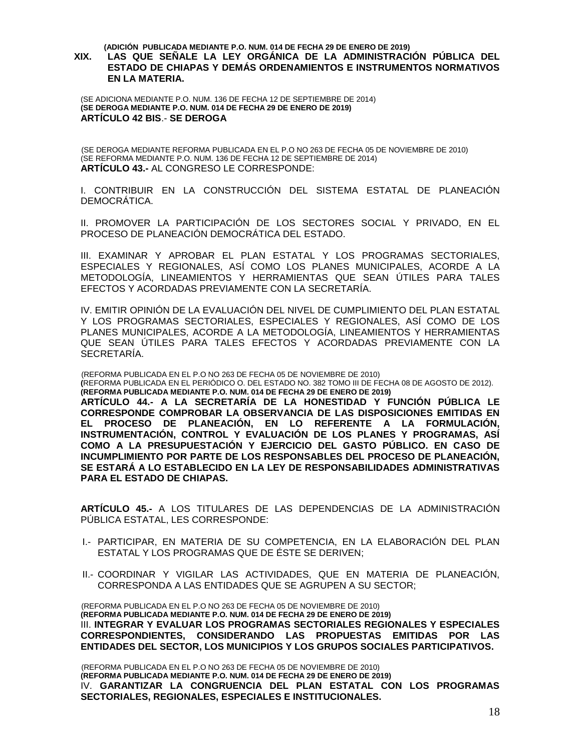**(ADICIÓN PUBLICADA MEDIANTE P.O. NUM. 014 DE FECHA 29 DE ENERO DE 2019)**

**XIX. LAS QUE SEÑALE LA LEY ORGÁNICA DE LA ADMINISTRACIÓN PÚBLICA DEL ESTADO DE CHIAPAS Y DEMÁS ORDENAMIENTOS E INSTRUMENTOS NORMATIVOS EN LA MATERIA.**

(SE ADICIONA MEDIANTE P.O. NUM. 136 DE FECHA 12 DE SEPTIEMBRE DE 2014)
**(SE DEROGA MEDIANTE P.O. NUM. 014 DE FECHA 29 DE ENERO DE 2019)**
**ARTÍCULO 42 BIS**.- **SE DEROGA**

(SE DEROGA MEDIANTE REFORMA PUBLICADA EN EL P.O NO 263 DE FECHA 05 DE NOVIEMBRE DE 2010)
(SE REFORMA MEDIANTE P.O. NUM. 136 DE FECHA 12 DE SEPTIEMBRE DE 2014)
**ARTÍCULO 43.-** AL CONGRESO LE CORRESPONDE:

I. CONTRIBUIR EN LA CONSTRUCCIÓN DEL SISTEMA ESTATAL DE PLANEACIÓN DEMOCRÁTICA.

II. PROMOVER LA PARTICIPACIÓN DE LOS SECTORES SOCIAL Y PRIVADO, EN EL PROCESO DE PLANEACIÓN DEMOCRÁTICA DEL ESTADO.

III. EXAMINAR Y APROBAR EL PLAN ESTATAL Y LOS PROGRAMAS SECTORIALES, ESPECIALES Y REGIONALES, ASÍ COMO LOS PLANES MUNICIPALES, ACORDE A LA METODOLOGÍA, LINEAMIENTOS Y HERRAMIENTAS QUE SEAN ÚTILES PARA TALES EFECTOS Y ACORDADAS PREVIAMENTE CON LA SECRETARÍA.

IV. EMITIR OPINIÓN DE LA EVALUACIÓN DEL NIVEL DE CUMPLIMIENTO DEL PLAN ESTATAL Y LOS PROGRAMAS SECTORIALES, ESPECIALES Y REGIONALES, ASÍ COMO DE LOS PLANES MUNICIPALES, ACORDE A LA METODOLOGÍA, LINEAMIENTOS Y HERRAMIENTAS QUE SEAN ÚTILES PARA TALES EFECTOS Y ACORDADAS PREVIAMENTE CON LA SECRETARÍA.

(REFORMA PUBLICADA EN EL P.O NO 263 DE FECHA 05 DE NOVIEMBRE DE 2010)
(REFORMA PUBLICADA EN EL PERIÓDICO O. DEL ESTADO NO. 382 TOMO III DE FECHA 08 DE AGOSTO DE 2012).
**(REFORMA PUBLICADA MEDIANTE P.O. NUM. 014 DE FECHA 29 DE ENERO DE 2019)**
**ARTÍCULO 44.- A LA SECRETARÍA DE LA HONESTIDAD Y FUNCIÓN PÚBLICA LE CORRESPONDE COMPROBAR LA OBSERVANCIA DE LAS DISPOSICIONES EMITIDAS EN EL PROCESO DE PLANEACIÓN, EN LO REFERENTE A LA FORMULACIÓN, INSTRUMENTACIÓN, CONTROL Y EVALUACIÓN DE LOS PLANES Y PROGRAMAS, ASÍ COMO A LA PRESUPUESTACIÓN Y EJERCICIO DEL GASTO PÚBLICO. EN CASO DE INCUMPLIMIENTO POR PARTE DE LOS RESPONSABLES DEL PROCESO DE PLANEACIÓN, SE ESTARÁ A LO ESTABLECIDO EN LA LEY DE RESPONSABILIDADES ADMINISTRATIVAS PARA EL ESTADO DE CHIAPAS.**

**ARTÍCULO 45.-** A LOS TITULARES DE LAS DEPENDENCIAS DE LA ADMINISTRACIÓN PÚBLICA ESTATAL, LES CORRESPONDE:

I.- PARTICIPAR, EN MATERIA DE SU COMPETENCIA, EN LA ELABORACIÓN DEL PLAN ESTATAL Y LOS PROGRAMAS QUE DE ÉSTE SE DERIVEN;

II.- COORDINAR Y VIGILAR LAS ACTIVIDADES, QUE EN MATERIA DE PLANEACIÓN, CORRESPONDA A LAS ENTIDADES QUE SE AGRUPEN A SU SECTOR;

(REFORMA PUBLICADA EN EL P.O NO 263 DE FECHA 05 DE NOVIEMBRE DE 2010)
**(REFORMA PUBLICADA MEDIANTE P.O. NUM. 014 DE FECHA 29 DE ENERO DE 2019)**
III. **INTEGRAR Y EVALUAR LOS PROGRAMAS SECTORIALES REGIONALES Y ESPECIALES CORRESPONDIENTES, CONSIDERANDO LAS PROPUESTAS EMITIDAS POR LAS ENTIDADES DEL SECTOR, LOS MUNICIPIOS Y LOS GRUPOS SOCIALES PARTICIPATIVOS.**

(REFORMA PUBLICADA EN EL P.O NO 263 DE FECHA 05 DE NOVIEMBRE DE 2010)
**(REFORMA PUBLICADA MEDIANTE P.O. NUM. 014 DE FECHA 29 DE ENERO DE 2019)**
IV. **GARANTIZAR LA CONGRUENCIA DEL PLAN ESTATAL CON LOS PROGRAMAS SECTORIALES, REGIONALES, ESPECIALES E INSTITUCIONALES.**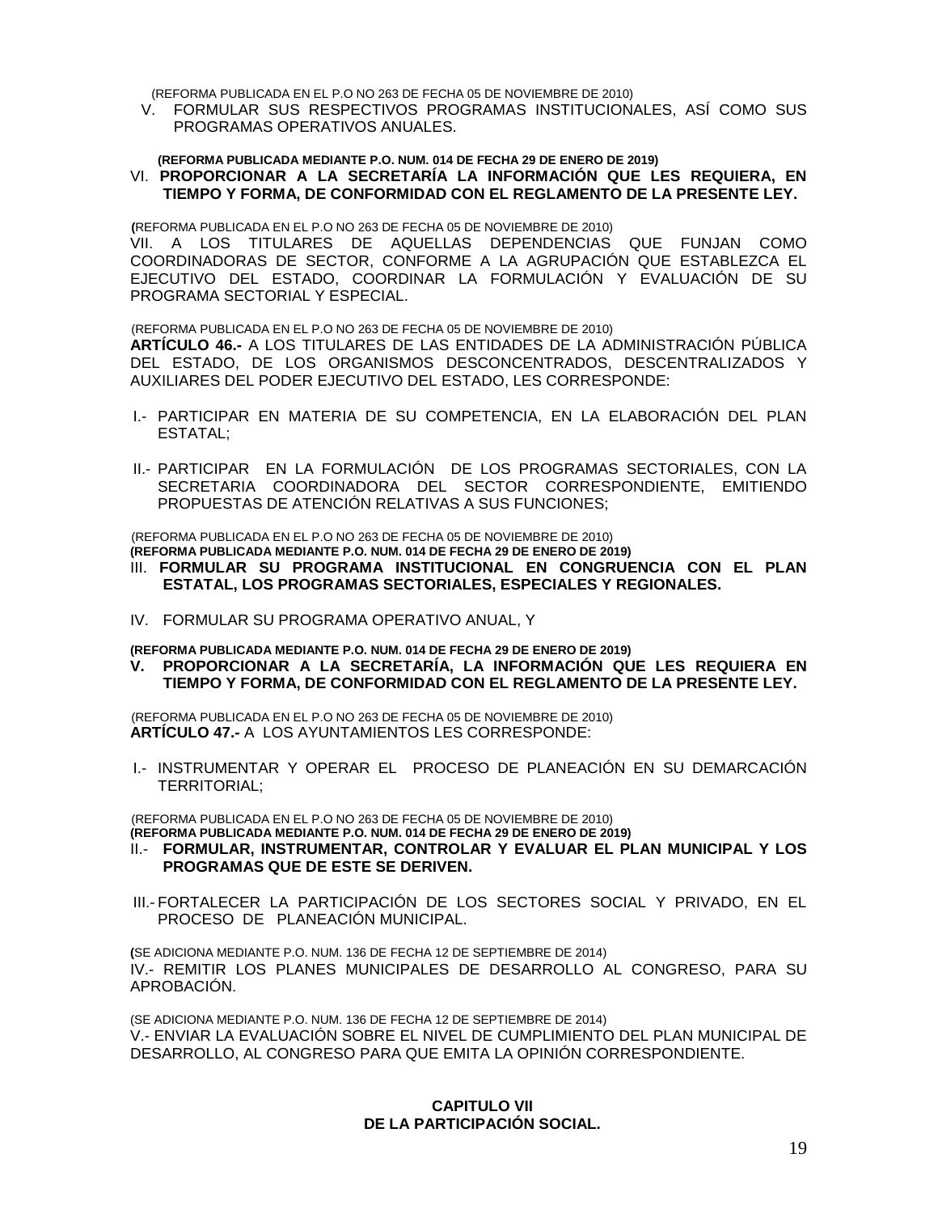(REFORMA PUBLICADA EN EL P.O NO 263 DE FECHA 05 DE NOVIEMBRE DE 2010)

V. FORMULAR SUS RESPECTIVOS PROGRAMAS INSTITUCIONALES, ASÍ COMO SUS PROGRAMAS OPERATIVOS ANUALES.

**(REFORMA PUBLICADA MEDIANTE P.O. NUM. 014 DE FECHA 29 DE ENERO DE 2019)**

VI. **PROPORCIONAR A LA SECRETARÍA LA INFORMACIÓN QUE LES REQUIERA, EN TIEMPO Y FORMA, DE CONFORMIDAD CON EL REGLAMENTO DE LA PRESENTE LEY.**

**(**REFORMA PUBLICADA EN EL P.O NO 263 DE FECHA 05 DE NOVIEMBRE DE 2010)

VII. A LOS TITULARES DE AQUELLAS DEPENDENCIAS QUE FUNJAN COMO COORDINADORAS DE SECTOR, CONFORME A LA AGRUPACIÓN QUE ESTABLEZCA EL EJECUTIVO DEL ESTADO, COORDINAR LA FORMULACIÓN Y EVALUACIÓN DE SU PROGRAMA SECTORIAL Y ESPECIAL.

(REFORMA PUBLICADA EN EL P.O NO 263 DE FECHA 05 DE NOVIEMBRE DE 2010)

**ARTÍCULO 46.-** A LOS TITULARES DE LAS ENTIDADES DE LA ADMINISTRACIÓN PÚBLICA DEL ESTADO, DE LOS ORGANISMOS DESCONCENTRADOS, DESCENTRALIZADOS Y AUXILIARES DEL PODER EJECUTIVO DEL ESTADO, LES CORRESPONDE:

I.- PARTICIPAR EN MATERIA DE SU COMPETENCIA, EN LA ELABORACIÓN DEL PLAN ESTATAL;

II.- PARTICIPAR EN LA FORMULACIÓN DE LOS PROGRAMAS SECTORIALES, CON LA SECRETARIA COORDINADORA DEL SECTOR CORRESPONDIENTE, EMITIENDO PROPUESTAS DE ATENCIÓN RELATIVAS A SUS FUNCIONES;

(REFORMA PUBLICADA EN EL P.O NO 263 DE FECHA 05 DE NOVIEMBRE DE 2010)
**(REFORMA PUBLICADA MEDIANTE P.O. NUM. 014 DE FECHA 29 DE ENERO DE 2019)**

III. **FORMULAR SU PROGRAMA INSTITUCIONAL EN CONGRUENCIA CON EL PLAN ESTATAL, LOS PROGRAMAS SECTORIALES, ESPECIALES Y REGIONALES.**

IV. FORMULAR SU PROGRAMA OPERATIVO ANUAL, Y

**(REFORMA PUBLICADA MEDIANTE P.O. NUM. 014 DE FECHA 29 DE ENERO DE 2019)**

**V. PROPORCIONAR A LA SECRETARÍA, LA INFORMACIÓN QUE LES REQUIERA EN TIEMPO Y FORMA, DE CONFORMIDAD CON EL REGLAMENTO DE LA PRESENTE LEY.**

(REFORMA PUBLICADA EN EL P.O NO 263 DE FECHA 05 DE NOVIEMBRE DE 2010)

**ARTÍCULO 47.-** A LOS AYUNTAMIENTOS LES CORRESPONDE:

I.- INSTRUMENTAR Y OPERAR EL PROCESO DE PLANEACIÓN EN SU DEMARCACIÓN TERRITORIAL;

(REFORMA PUBLICADA EN EL P.O NO 263 DE FECHA 05 DE NOVIEMBRE DE 2010)
**(REFORMA PUBLICADA MEDIANTE P.O. NUM. 014 DE FECHA 29 DE ENERO DE 2019)**

II.- **FORMULAR, INSTRUMENTAR, CONTROLAR Y EVALUAR EL PLAN MUNICIPAL Y LOS PROGRAMAS QUE DE ESTE SE DERIVEN.**

III.- FORTALECER LA PARTICIPACIÓN DE LOS SECTORES SOCIAL Y PRIVADO, EN EL PROCESO DE PLANEACIÓN MUNICIPAL.

**(**SE ADICIONA MEDIANTE P.O. NUM. 136 DE FECHA 12 DE SEPTIEMBRE DE 2014)

IV.- REMITIR LOS PLANES MUNICIPALES DE DESARROLLO AL CONGRESO, PARA SU APROBACIÓN.

(SE ADICIONA MEDIANTE P.O. NUM. 136 DE FECHA 12 DE SEPTIEMBRE DE 2014)

V.- ENVIAR LA EVALUACIÓN SOBRE EL NIVEL DE CUMPLIMIENTO DEL PLAN MUNICIPAL DE DESARROLLO, AL CONGRESO PARA QUE EMITA LA OPINIÓN CORRESPONDIENTE.

## CAPITULO VII
## DE LA PARTICIPACIÓN SOCIAL.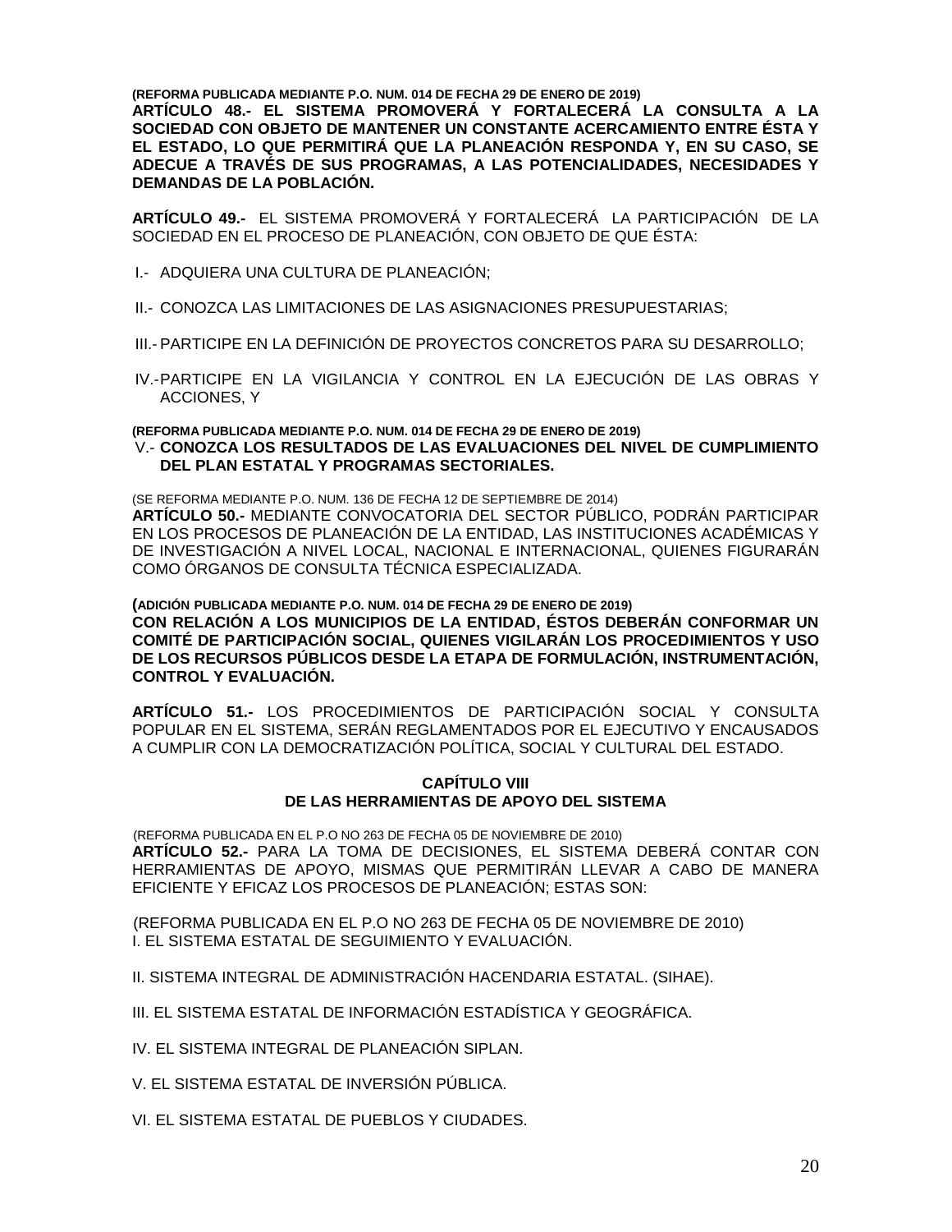**(REFORMA PUBLICADA MEDIANTE P.O. NUM. 014 DE FECHA 29 DE ENERO DE 2019)**
**ARTÍCULO 48.- EL SISTEMA PROMOVERÁ Y FORTALECERÁ LA CONSULTA A LA SOCIEDAD CON OBJETO DE MANTENER UN CONSTANTE ACERCAMIENTO ENTRE ÉSTA Y EL ESTADO, LO QUE PERMITIRÁ QUE LA PLANEACIÓN RESPONDA Y, EN SU CASO, SE ADECUE A TRAVÉS DE SUS PROGRAMAS, A LAS POTENCIALIDADES, NECESIDADES Y DEMANDAS DE LA POBLACIÓN.**

**ARTÍCULO 49.-** EL SISTEMA PROMOVERÁ Y FORTALECERÁ LA PARTICIPACIÓN DE LA SOCIEDAD EN EL PROCESO DE PLANEACIÓN, CON OBJETO DE QUE ÉSTA:

I.- ADQUIERA UNA CULTURA DE PLANEACIÓN;

II.- CONOZCA LAS LIMITACIONES DE LAS ASIGNACIONES PRESUPUESTARIAS;

III.- PARTICIPE EN LA DEFINICIÓN DE PROYECTOS CONCRETOS PARA SU DESARROLLO;

IV.- PARTICIPE EN LA VIGILANCIA Y CONTROL EN LA EJECUCIÓN DE LAS OBRAS Y ACCIONES, Y

**(REFORMA PUBLICADA MEDIANTE P.O. NUM. 014 DE FECHA 29 DE ENERO DE 2019)**
V.- **CONOZCA LOS RESULTADOS DE LAS EVALUACIONES DEL NIVEL DE CUMPLIMIENTO DEL PLAN ESTATAL Y PROGRAMAS SECTORIALES.**

(SE REFORMA MEDIANTE P.O. NUM. 136 DE FECHA 12 DE SEPTIEMBRE DE 2014)
**ARTÍCULO 50.-** MEDIANTE CONVOCATORIA DEL SECTOR PÚBLICO, PODRÁN PARTICIPAR EN LOS PROCESOS DE PLANEACIÓN DE LA ENTIDAD, LAS INSTITUCIONES ACADÉMICAS Y DE INVESTIGACIÓN A NIVEL LOCAL, NACIONAL E INTERNACIONAL, QUIENES FIGURARÁN COMO ÓRGANOS DE CONSULTA TÉCNICA ESPECIALIZADA.

**(ADICIÓN PUBLICADA MEDIANTE P.O. NUM. 014 DE FECHA 29 DE ENERO DE 2019)**
**CON RELACIÓN A LOS MUNICIPIOS DE LA ENTIDAD, ÉSTOS DEBERÁN CONFORMAR UN COMITÉ DE PARTICIPACIÓN SOCIAL, QUIENES VIGILARÁN LOS PROCEDIMIENTOS Y USO DE LOS RECURSOS PÚBLICOS DESDE LA ETAPA DE FORMULACIÓN, INSTRUMENTACIÓN, CONTROL Y EVALUACIÓN.**

**ARTÍCULO 51.-** LOS PROCEDIMIENTOS DE PARTICIPACIÓN SOCIAL Y CONSULTA POPULAR EN EL SISTEMA, SERÁN REGLAMENTADOS POR EL EJECUTIVO Y ENCAUSADOS A CUMPLIR CON LA DEMOCRATIZACIÓN POLÍTICA, SOCIAL Y CULTURAL DEL ESTADO.

## CAPÍTULO VIII
## DE LAS HERRAMIENTAS DE APOYO DEL SISTEMA

(REFORMA PUBLICADA EN EL P.O NO 263 DE FECHA 05 DE NOVIEMBRE DE 2010)
**ARTÍCULO 52.-** PARA LA TOMA DE DECISIONES, EL SISTEMA DEBERÁ CONTAR CON HERRAMIENTAS DE APOYO, MISMAS QUE PERMITIRÁN LLEVAR A CABO DE MANERA EFICIENTE Y EFICAZ LOS PROCESOS DE PLANEACIÓN; ESTAS SON:

(REFORMA PUBLICADA EN EL P.O NO 263 DE FECHA 05 DE NOVIEMBRE DE 2010)
I. EL SISTEMA ESTATAL DE SEGUIMIENTO Y EVALUACIÓN.

II. SISTEMA INTEGRAL DE ADMINISTRACIÓN HACENDARIA ESTATAL. (SIHAE).

III. EL SISTEMA ESTATAL DE INFORMACIÓN ESTADÍSTICA Y GEOGRÁFICA.

IV. EL SISTEMA INTEGRAL DE PLANEACIÓN SIPLAN.

V. EL SISTEMA ESTATAL DE INVERSIÓN PÚBLICA.

VI. EL SISTEMA ESTATAL DE PUEBLOS Y CIUDADES.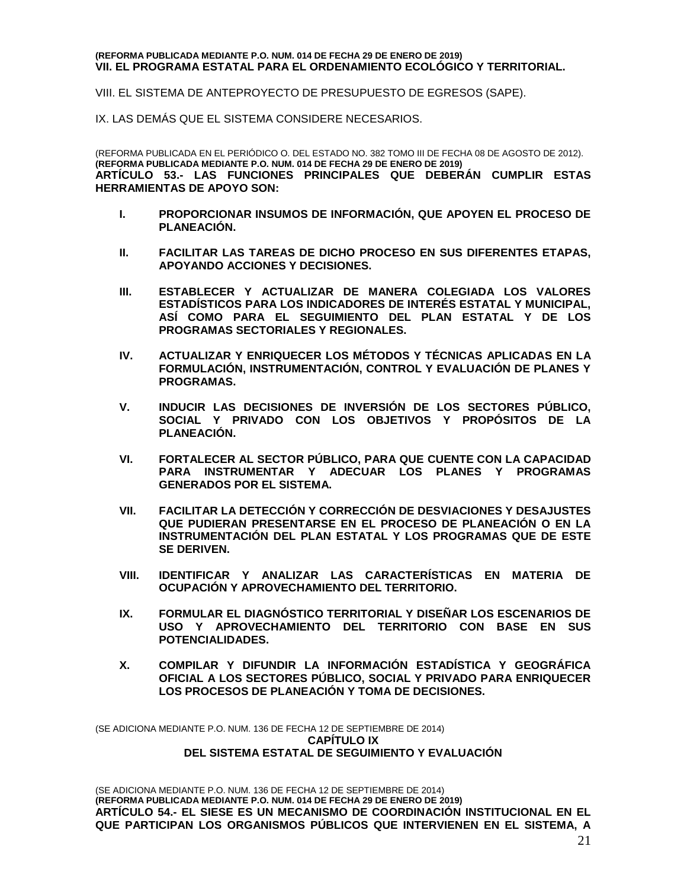**(REFORMA PUBLICADA MEDIANTE P.O. NUM. 014 DE FECHA 29 DE ENERO DE 2019)**
**VII. EL PROGRAMA ESTATAL PARA EL ORDENAMIENTO ECOLÓGICO Y TERRITORIAL.**

VIII. EL SISTEMA DE ANTEPROYECTO DE PRESUPUESTO DE EGRESOS (SAPE).

IX. LAS DEMÁS QUE EL SISTEMA CONSIDERE NECESARIOS.

(REFORMA PUBLICADA EN EL PERIÓDICO O. DEL ESTADO NO. 382 TOMO III DE FECHA 08 DE AGOSTO DE 2012).
**(REFORMA PUBLICADA MEDIANTE P.O. NUM. 014 DE FECHA 29 DE ENERO DE 2019)**
**ARTÍCULO 53.- LAS FUNCIONES PRINCIPALES QUE DEBERÁN CUMPLIR ESTAS HERRAMIENTAS DE APOYO SON:**

**I. PROPORCIONAR INSUMOS DE INFORMACIÓN, QUE APOYEN EL PROCESO DE PLANEACIÓN.**

**II. FACILITAR LAS TAREAS DE DICHO PROCESO EN SUS DIFERENTES ETAPAS, APOYANDO ACCIONES Y DECISIONES.**

**III. ESTABLECER Y ACTUALIZAR DE MANERA COLEGIADA LOS VALORES ESTADÍSTICOS PARA LOS INDICADORES DE INTERÉS ESTATAL Y MUNICIPAL, ASÍ COMO PARA EL SEGUIMIENTO DEL PLAN ESTATAL Y DE LOS PROGRAMAS SECTORIALES Y REGIONALES.**

**IV. ACTUALIZAR Y ENRIQUECER LOS MÉTODOS Y TÉCNICAS APLICADAS EN LA FORMULACIÓN, INSTRUMENTACIÓN, CONTROL Y EVALUACIÓN DE PLANES Y PROGRAMAS.**

**V. INDUCIR LAS DECISIONES DE INVERSIÓN DE LOS SECTORES PÚBLICO, SOCIAL Y PRIVADO CON LOS OBJETIVOS Y PROPÓSITOS DE LA PLANEACIÓN.**

**VI. FORTALECER AL SECTOR PÚBLICO, PARA QUE CUENTE CON LA CAPACIDAD PARA INSTRUMENTAR Y ADECUAR LOS PLANES Y PROGRAMAS GENERADOS POR EL SISTEMA.**

**VII. FACILITAR LA DETECCIÓN Y CORRECCIÓN DE DESVIACIONES Y DESAJUSTES QUE PUDIERAN PRESENTARSE EN EL PROCESO DE PLANEACIÓN O EN LA INSTRUMENTACIÓN DEL PLAN ESTATAL Y LOS PROGRAMAS QUE DE ESTE SE DERIVEN.**

**VIII. IDENTIFICAR Y ANALIZAR LAS CARACTERÍSTICAS EN MATERIA DE OCUPACIÓN Y APROVECHAMIENTO DEL TERRITORIO.**

**IX. FORMULAR EL DIAGNÓSTICO TERRITORIAL Y DISEÑAR LOS ESCENARIOS DE USO Y APROVECHAMIENTO DEL TERRITORIO CON BASE EN SUS POTENCIALIDADES.**

**X. COMPILAR Y DIFUNDIR LA INFORMACIÓN ESTADÍSTICA Y GEOGRÁFICA OFICIAL A LOS SECTORES PÚBLICO, SOCIAL Y PRIVADO PARA ENRIQUECER LOS PROCESOS DE PLANEACIÓN Y TOMA DE DECISIONES.**

(SE ADICIONA MEDIANTE P.O. NUM. 136 DE FECHA 12 DE SEPTIEMBRE DE 2014)

## CAPÍTULO IX
## DEL SISTEMA ESTATAL DE SEGUIMIENTO Y EVALUACIÓN

(SE ADICIONA MEDIANTE P.O. NUM. 136 DE FECHA 12 DE SEPTIEMBRE DE 2014)
**(REFORMA PUBLICADA MEDIANTE P.O. NUM. 014 DE FECHA 29 DE ENERO DE 2019)**
**ARTÍCULO 54.- EL SIESE ES UN MECANISMO DE COORDINACIÓN INSTITUCIONAL EN EL QUE PARTICIPAN LOS ORGANISMOS PÚBLICOS QUE INTERVIENEN EN EL SISTEMA, A**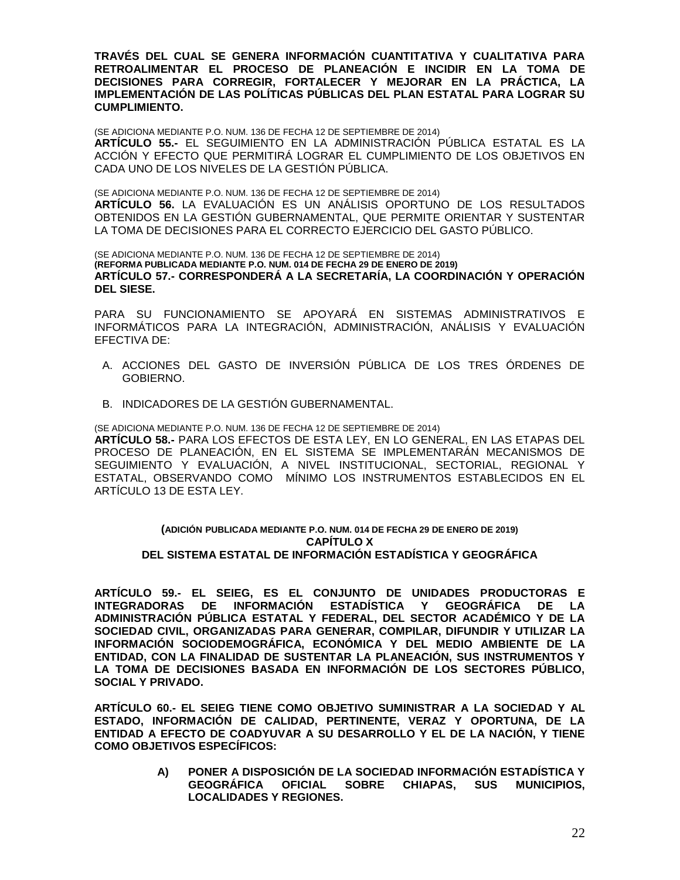**TRAVÉS DEL CUAL SE GENERA INFORMACIÓN CUANTITATIVA Y CUALITATIVA PARA RETROALIMENTAR EL PROCESO DE PLANEACIÓN E INCIDIR EN LA TOMA DE DECISIONES PARA CORREGIR, FORTALECER Y MEJORAR EN LA PRÁCTICA, LA IMPLEMENTACIÓN DE LAS POLÍTICAS PÚBLICAS DEL PLAN ESTATAL PARA LOGRAR SU CUMPLIMIENTO.**

(SE ADICIONA MEDIANTE P.O. NUM. 136 DE FECHA 12 DE SEPTIEMBRE DE 2014)
**ARTÍCULO 55.-** EL SEGUIMIENTO EN LA ADMINISTRACIÓN PÚBLICA ESTATAL ES LA ACCIÓN Y EFECTO QUE PERMITIRÁ LOGRAR EL CUMPLIMIENTO DE LOS OBJETIVOS EN CADA UNO DE LOS NIVELES DE LA GESTIÓN PÚBLICA.

(SE ADICIONA MEDIANTE P.O. NUM. 136 DE FECHA 12 DE SEPTIEMBRE DE 2014)
**ARTÍCULO 56.** LA EVALUACIÓN ES UN ANÁLISIS OPORTUNO DE LOS RESULTADOS OBTENIDOS EN LA GESTIÓN GUBERNAMENTAL, QUE PERMITE ORIENTAR Y SUSTENTAR LA TOMA DE DECISIONES PARA EL CORRECTO EJERCICIO DEL GASTO PÚBLICO.

(SE ADICIONA MEDIANTE P.O. NUM. 136 DE FECHA 12 DE SEPTIEMBRE DE 2014)
**(REFORMA PUBLICADA MEDIANTE P.O. NUM. 014 DE FECHA 29 DE ENERO DE 2019)**
**ARTÍCULO 57.- CORRESPONDERÁ A LA SECRETARÍA, LA COORDINACIÓN Y OPERACIÓN DEL SIESE.**

PARA SU FUNCIONAMIENTO SE APOYARÁ EN SISTEMAS ADMINISTRATIVOS E INFORMÁTICOS PARA LA INTEGRACIÓN, ADMINISTRACIÓN, ANÁLISIS Y EVALUACIÓN EFECTIVA DE:

A. ACCIONES DEL GASTO DE INVERSIÓN PÚBLICA DE LOS TRES ÓRDENES DE GOBIERNO.

B. INDICADORES DE LA GESTIÓN GUBERNAMENTAL.

(SE ADICIONA MEDIANTE P.O. NUM. 136 DE FECHA 12 DE SEPTIEMBRE DE 2014)
**ARTÍCULO 58.-** PARA LOS EFECTOS DE ESTA LEY, EN LO GENERAL, EN LAS ETAPAS DEL PROCESO DE PLANEACIÓN, EN EL SISTEMA SE IMPLEMENTARÁN MECANISMOS DE SEGUIMIENTO Y EVALUACIÓN, A NIVEL INSTITUCIONAL, SECTORIAL, REGIONAL Y ESTATAL, OBSERVANDO COMO MÍNIMO LOS INSTRUMENTOS ESTABLECIDOS EN EL ARTÍCULO 13 DE ESTA LEY.

**(ADICIÓN PUBLICADA MEDIANTE P.O. NUM. 014 DE FECHA 29 DE ENERO DE 2019)**

## CAPÍTULO X
## DEL SISTEMA ESTATAL DE INFORMACIÓN ESTADÍSTICA Y GEOGRÁFICA

**ARTÍCULO 59.- EL SEIEG, ES EL CONJUNTO DE UNIDADES PRODUCTORAS E INTEGRADORAS DE INFORMACIÓN ESTADÍSTICA Y GEOGRÁFICA DE LA ADMINISTRACIÓN PÚBLICA ESTATAL Y FEDERAL, DEL SECTOR ACADÉMICO Y DE LA SOCIEDAD CIVIL, ORGANIZADAS PARA GENERAR, COMPILAR, DIFUNDIR Y UTILIZAR LA INFORMACIÓN SOCIODEMOGRÁFICA, ECONÓMICA Y DEL MEDIO AMBIENTE DE LA ENTIDAD, CON LA FINALIDAD DE SUSTENTAR LA PLANEACIÓN, SUS INSTRUMENTOS Y LA TOMA DE DECISIONES BASADA EN INFORMACIÓN DE LOS SECTORES PÚBLICO, SOCIAL Y PRIVADO.**

**ARTÍCULO 60.- EL SEIEG TIENE COMO OBJETIVO SUMINISTRAR A LA SOCIEDAD Y AL ESTADO, INFORMACIÓN DE CALIDAD, PERTINENTE, VERAZ Y OPORTUNA, DE LA ENTIDAD A EFECTO DE COADYUVAR A SU DESARROLLO Y EL DE LA NACIÓN, Y TIENE COMO OBJETIVOS ESPECÍFICOS:**

**A) PONER A DISPOSICIÓN DE LA SOCIEDAD INFORMACIÓN ESTADÍSTICA Y GEOGRÁFICA OFICIAL SOBRE CHIAPAS, SUS MUNICIPIOS, LOCALIDADES Y REGIONES.**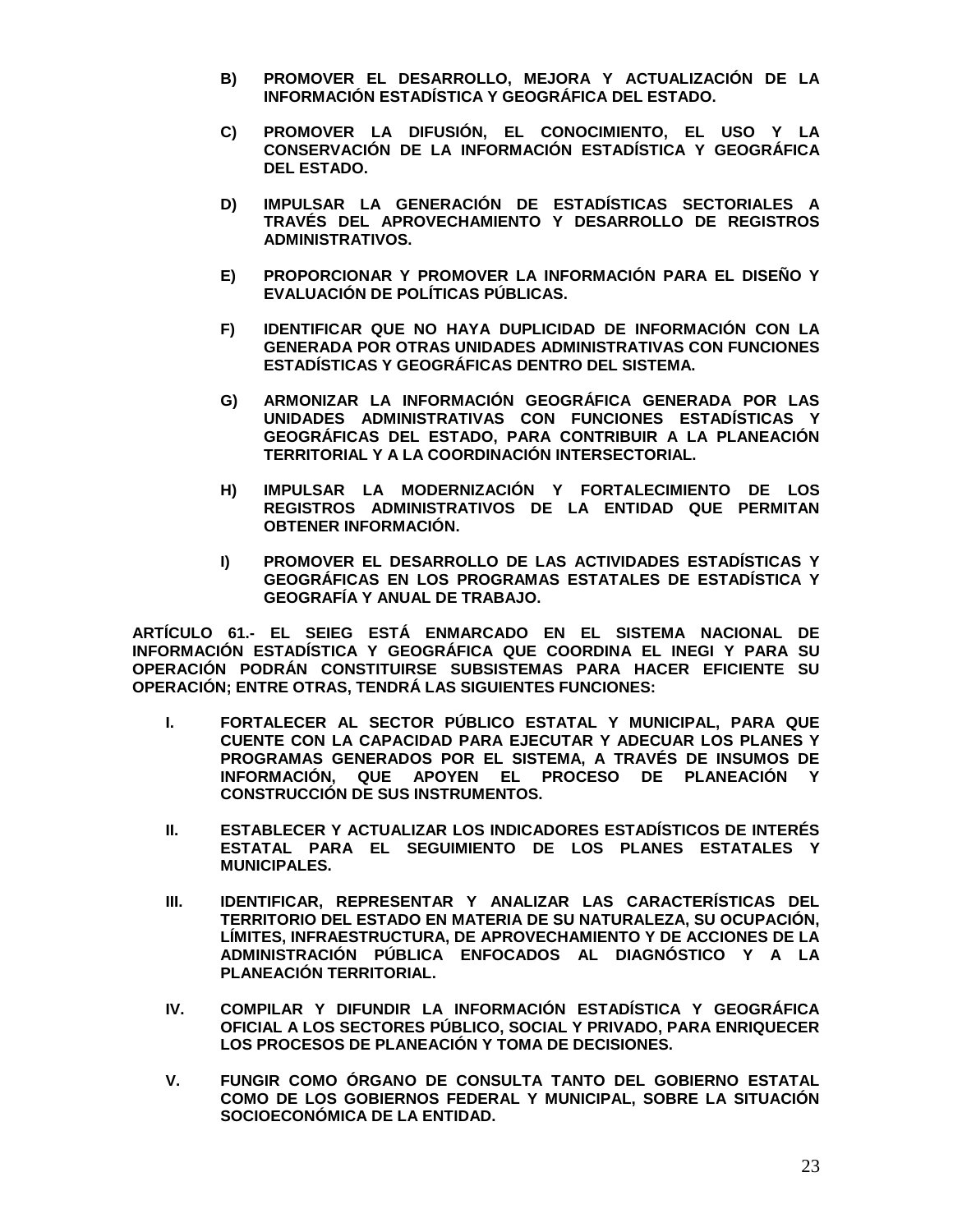**B) PROMOVER EL DESARROLLO, MEJORA Y ACTUALIZACIÓN DE LA INFORMACIÓN ESTADÍSTICA Y GEOGRÁFICA DEL ESTADO.**

**C) PROMOVER LA DIFUSIÓN, EL CONOCIMIENTO, EL USO Y LA CONSERVACIÓN DE LA INFORMACIÓN ESTADÍSTICA Y GEOGRÁFICA DEL ESTADO.**

**D) IMPULSAR LA GENERACIÓN DE ESTADÍSTICAS SECTORIALES A TRAVÉS DEL APROVECHAMIENTO Y DESARROLLO DE REGISTROS ADMINISTRATIVOS.**

**E) PROPORCIONAR Y PROMOVER LA INFORMACIÓN PARA EL DISEÑO Y EVALUACIÓN DE POLÍTICAS PÚBLICAS.**

**F) IDENTIFICAR QUE NO HAYA DUPLICIDAD DE INFORMACIÓN CON LA GENERADA POR OTRAS UNIDADES ADMINISTRATIVAS CON FUNCIONES ESTADÍSTICAS Y GEOGRÁFICAS DENTRO DEL SISTEMA.**

**G) ARMONIZAR LA INFORMACIÓN GEOGRÁFICA GENERADA POR LAS UNIDADES ADMINISTRATIVAS CON FUNCIONES ESTADÍSTICAS Y GEOGRÁFICAS DEL ESTADO, PARA CONTRIBUIR A LA PLANEACIÓN TERRITORIAL Y A LA COORDINACIÓN INTERSECTORIAL.**

**H) IMPULSAR LA MODERNIZACIÓN Y FORTALECIMIENTO DE LOS REGISTROS ADMINISTRATIVOS DE LA ENTIDAD QUE PERMITAN OBTENER INFORMACIÓN.**

**I) PROMOVER EL DESARROLLO DE LAS ACTIVIDADES ESTADÍSTICAS Y GEOGRÁFICAS EN LOS PROGRAMAS ESTATALES DE ESTADÍSTICA Y GEOGRAFÍA Y ANUAL DE TRABAJO.**

**ARTÍCULO 61.- EL SEIEG ESTÁ ENMARCADO EN EL SISTEMA NACIONAL DE INFORMACIÓN ESTADÍSTICA Y GEOGRÁFICA QUE COORDINA EL INEGI Y PARA SU OPERACIÓN PODRÁN CONSTITUIRSE SUBSISTEMAS PARA HACER EFICIENTE SU OPERACIÓN; ENTRE OTRAS, TENDRÁ LAS SIGUIENTES FUNCIONES:**

**I. FORTALECER AL SECTOR PÚBLICO ESTATAL Y MUNICIPAL, PARA QUE CUENTE CON LA CAPACIDAD PARA EJECUTAR Y ADECUAR LOS PLANES Y PROGRAMAS GENERADOS POR EL SISTEMA, A TRAVÉS DE INSUMOS DE INFORMACIÓN, QUE APOYEN EL PROCESO DE PLANEACIÓN Y CONSTRUCCIÓN DE SUS INSTRUMENTOS.**

**II. ESTABLECER Y ACTUALIZAR LOS INDICADORES ESTADÍSTICOS DE INTERÉS ESTATAL PARA EL SEGUIMIENTO DE LOS PLANES ESTATALES Y MUNICIPALES.**

**III. IDENTIFICAR, REPRESENTAR Y ANALIZAR LAS CARACTERÍSTICAS DEL TERRITORIO DEL ESTADO EN MATERIA DE SU NATURALEZA, SU OCUPACIÓN, LÍMITES, INFRAESTRUCTURA, DE APROVECHAMIENTO Y DE ACCIONES DE LA ADMINISTRACIÓN PÚBLICA ENFOCADOS AL DIAGNÓSTICO Y A LA PLANEACIÓN TERRITORIAL.**

**IV. COMPILAR Y DIFUNDIR LA INFORMACIÓN ESTADÍSTICA Y GEOGRÁFICA OFICIAL A LOS SECTORES PÚBLICO, SOCIAL Y PRIVADO, PARA ENRIQUECER LOS PROCESOS DE PLANEACIÓN Y TOMA DE DECISIONES.**

**V. FUNGIR COMO ÓRGANO DE CONSULTA TANTO DEL GOBIERNO ESTATAL COMO DE LOS GOBIERNOS FEDERAL Y MUNICIPAL, SOBRE LA SITUACIÓN SOCIOECONÓMICA DE LA ENTIDAD.**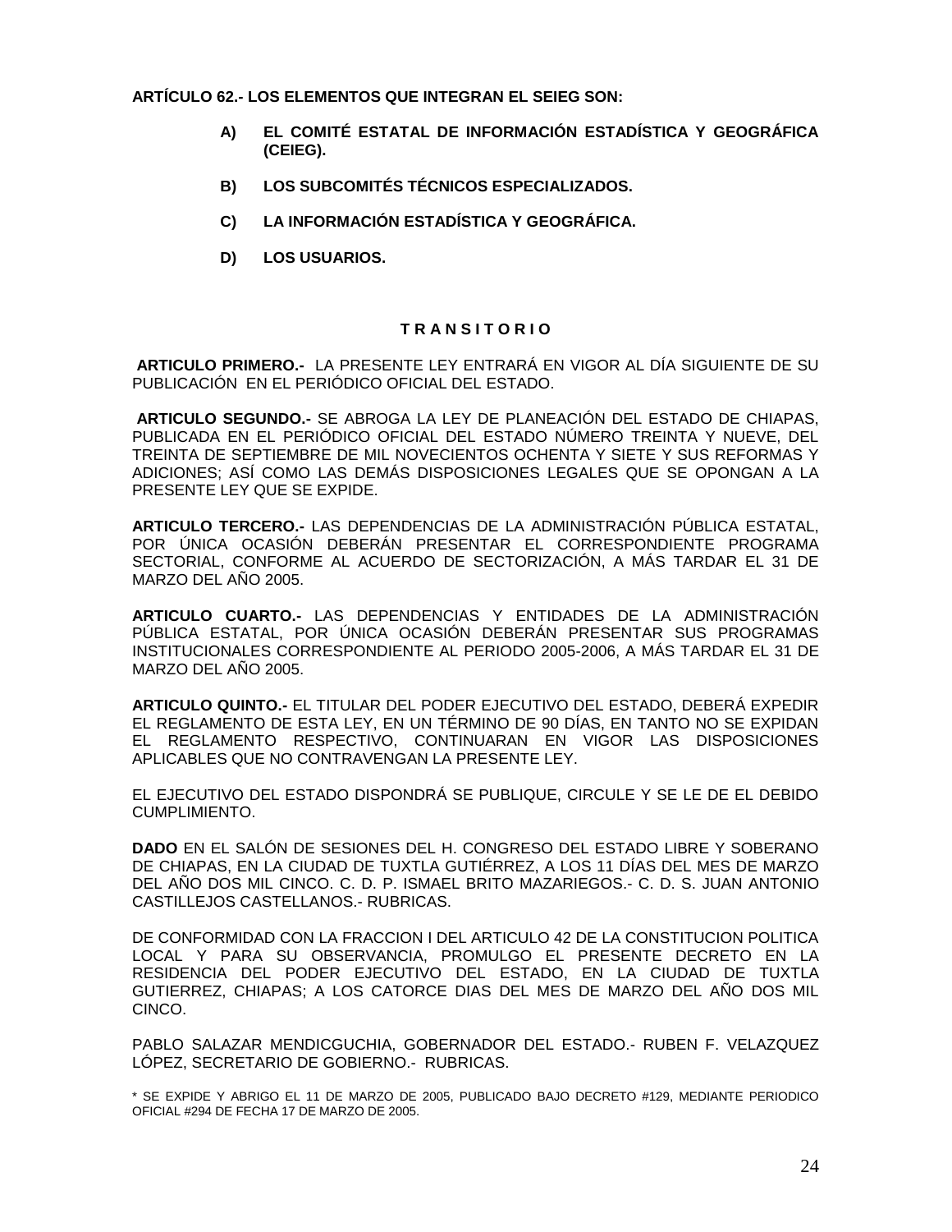**ARTÍCULO 62.- LOS ELEMENTOS QUE INTEGRAN EL SEIEG SON:**

- **A) EL COMITÉ ESTATAL DE INFORMACIÓN ESTADÍSTICA Y GEOGRÁFICA (CEIEG).**
- **B) LOS SUBCOMITÉS TÉCNICOS ESPECIALIZADOS.**
- **C) LA INFORMACIÓN ESTADÍSTICA Y GEOGRÁFICA.**
- **D) LOS USUARIOS.**

## T R A N S I T O R I O

**ARTICULO PRIMERO.-** LA PRESENTE LEY ENTRARÁ EN VIGOR AL DÍA SIGUIENTE DE SU PUBLICACIÓN EN EL PERIÓDICO OFICIAL DEL ESTADO.

**ARTICULO SEGUNDO.-** SE ABROGA LA LEY DE PLANEACIÓN DEL ESTADO DE CHIAPAS, PUBLICADA EN EL PERIÓDICO OFICIAL DEL ESTADO NÚMERO TREINTA Y NUEVE, DEL TREINTA DE SEPTIEMBRE DE MIL NOVECIENTOS OCHENTA Y SIETE Y SUS REFORMAS Y ADICIONES; ASÍ COMO LAS DEMÁS DISPOSICIONES LEGALES QUE SE OPONGAN A LA PRESENTE LEY QUE SE EXPIDE.

**ARTICULO TERCERO.-** LAS DEPENDENCIAS DE LA ADMINISTRACIÓN PÚBLICA ESTATAL, POR ÚNICA OCASIÓN DEBERÁN PRESENTAR EL CORRESPONDIENTE PROGRAMA SECTORIAL, CONFORME AL ACUERDO DE SECTORIZACIÓN, A MÁS TARDAR EL 31 DE MARZO DEL AÑO 2005.

**ARTICULO CUARTO.-** LAS DEPENDENCIAS Y ENTIDADES DE LA ADMINISTRACIÓN PÚBLICA ESTATAL, POR ÚNICA OCASIÓN DEBERÁN PRESENTAR SUS PROGRAMAS INSTITUCIONALES CORRESPONDIENTE AL PERIODO 2005-2006, A MÁS TARDAR EL 31 DE MARZO DEL AÑO 2005.

**ARTICULO QUINTO.-** EL TITULAR DEL PODER EJECUTIVO DEL ESTADO, DEBERÁ EXPEDIR EL REGLAMENTO DE ESTA LEY, EN UN TÉRMINO DE 90 DÍAS, EN TANTO NO SE EXPIDAN EL REGLAMENTO RESPECTIVO, CONTINUARAN EN VIGOR LAS DISPOSICIONES APLICABLES QUE NO CONTRAVENGAN LA PRESENTE LEY.

EL EJECUTIVO DEL ESTADO DISPONDRÁ SE PUBLIQUE, CIRCULE Y SE LE DE EL DEBIDO CUMPLIMIENTO.

**DADO** EN EL SALÓN DE SESIONES DEL H. CONGRESO DEL ESTADO LIBRE Y SOBERANO DE CHIAPAS, EN LA CIUDAD DE TUXTLA GUTIÉRREZ, A LOS 11 DÍAS DEL MES DE MARZO DEL AÑO DOS MIL CINCO. C. D. P. ISMAEL BRITO MAZARIEGOS.- C. D. S. JUAN ANTONIO CASTILLEJOS CASTELLANOS.- RUBRICAS.

DE CONFORMIDAD CON LA FRACCION I DEL ARTICULO 42 DE LA CONSTITUCION POLITICA LOCAL Y PARA SU OBSERVANCIA, PROMULGO EL PRESENTE DECRETO EN LA RESIDENCIA DEL PODER EJECUTIVO DEL ESTADO, EN LA CIUDAD DE TUXTLA GUTIERREZ, CHIAPAS; A LOS CATORCE DIAS DEL MES DE MARZO DEL AÑO DOS MIL CINCO.

PABLO SALAZAR MENDICGUCHIA, GOBERNADOR DEL ESTADO.- RUBEN F. VELAZQUEZ LÓPEZ, SECRETARIO DE GOBIERNO.- RUBRICAS.

* SE EXPIDE Y ABRIGO EL 11 DE MARZO DE 2005, PUBLICADO BAJO DECRETO #129, MEDIANTE PERIODICO OFICIAL #294 DE FECHA 17 DE MARZO DE 2005.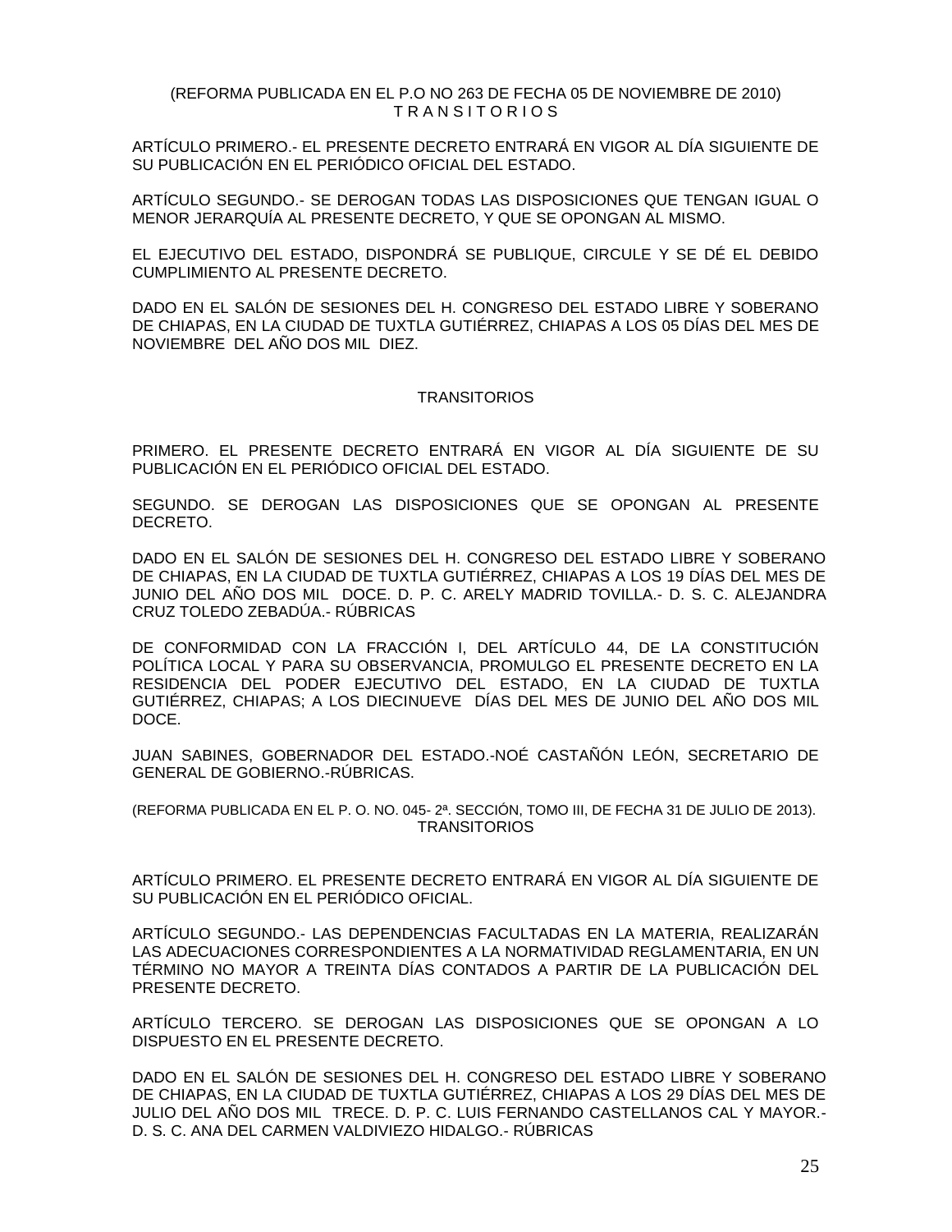(REFORMA PUBLICADA EN EL P.O NO 263 DE FECHA 05 DE NOVIEMBRE DE 2010)

T R A N S I T O R I O S

ARTÍCULO PRIMERO.- EL PRESENTE DECRETO ENTRARÁ EN VIGOR AL DÍA SIGUIENTE DE SU PUBLICACIÓN EN EL PERIÓDICO OFICIAL DEL ESTADO.

ARTÍCULO SEGUNDO.- SE DEROGAN TODAS LAS DISPOSICIONES QUE TENGAN IGUAL O MENOR JERARQUÍA AL PRESENTE DECRETO, Y QUE SE OPONGAN AL MISMO.

EL EJECUTIVO DEL ESTADO, DISPONDRÁ SE PUBLIQUE, CIRCULE Y SE DÉ EL DEBIDO CUMPLIMIENTO AL PRESENTE DECRETO.

DADO EN EL SALÓN DE SESIONES DEL H. CONGRESO DEL ESTADO LIBRE Y SOBERANO DE CHIAPAS, EN LA CIUDAD DE TUXTLA GUTIÉRREZ, CHIAPAS A LOS 05 DÍAS DEL MES DE NOVIEMBRE DEL AÑO DOS MIL DIEZ.

TRANSITORIOS

PRIMERO. EL PRESENTE DECRETO ENTRARÁ EN VIGOR AL DÍA SIGUIENTE DE SU PUBLICACIÓN EN EL PERIÓDICO OFICIAL DEL ESTADO.

SEGUNDO. SE DEROGAN LAS DISPOSICIONES QUE SE OPONGAN AL PRESENTE DECRETO.

DADO EN EL SALÓN DE SESIONES DEL H. CONGRESO DEL ESTADO LIBRE Y SOBERANO DE CHIAPAS, EN LA CIUDAD DE TUXTLA GUTIÉRREZ, CHIAPAS A LOS 19 DÍAS DEL MES DE JUNIO DEL AÑO DOS MIL DOCE. D. P. C. ARELY MADRID TOVILLA.- D. S. C. ALEJANDRA CRUZ TOLEDO ZEBADÚA.- RÚBRICAS

DE CONFORMIDAD CON LA FRACCIÓN I, DEL ARTÍCULO 44, DE LA CONSTITUCIÓN POLÍTICA LOCAL Y PARA SU OBSERVANCIA, PROMULGO EL PRESENTE DECRETO EN LA RESIDENCIA DEL PODER EJECUTIVO DEL ESTADO, EN LA CIUDAD DE TUXTLA GUTIÉRREZ, CHIAPAS; A LOS DIECINUEVE DÍAS DEL MES DE JUNIO DEL AÑO DOS MIL DOCE.

JUAN SABINES, GOBERNADOR DEL ESTADO.-NOÉ CASTAÑÓN LEÓN, SECRETARIO DE GENERAL DE GOBIERNO.-RÚBRICAS.

(REFORMA PUBLICADA EN EL P. O. NO. 045- 2ª. SECCIÓN, TOMO III, DE FECHA 31 DE JULIO DE 2013).

TRANSITORIOS

ARTÍCULO PRIMERO. EL PRESENTE DECRETO ENTRARÁ EN VIGOR AL DÍA SIGUIENTE DE SU PUBLICACIÓN EN EL PERIÓDICO OFICIAL.

ARTÍCULO SEGUNDO.- LAS DEPENDENCIAS FACULTADAS EN LA MATERIA, REALIZARÁN LAS ADECUACIONES CORRESPONDIENTES A LA NORMATIVIDAD REGLAMENTARIA, EN UN TÉRMINO NO MAYOR A TREINTA DÍAS CONTADOS A PARTIR DE LA PUBLICACIÓN DEL PRESENTE DECRETO.

ARTÍCULO TERCERO. SE DEROGAN LAS DISPOSICIONES QUE SE OPONGAN A LO DISPUESTO EN EL PRESENTE DECRETO.

DADO EN EL SALÓN DE SESIONES DEL H. CONGRESO DEL ESTADO LIBRE Y SOBERANO DE CHIAPAS, EN LA CIUDAD DE TUXTLA GUTIÉRREZ, CHIAPAS A LOS 29 DÍAS DEL MES DE JULIO DEL AÑO DOS MIL TRECE. D. P. C. LUIS FERNANDO CASTELLANOS CAL Y MAYOR.- D. S. C. ANA DEL CARMEN VALDIVIEZO HIDALGO.- RÚBRICAS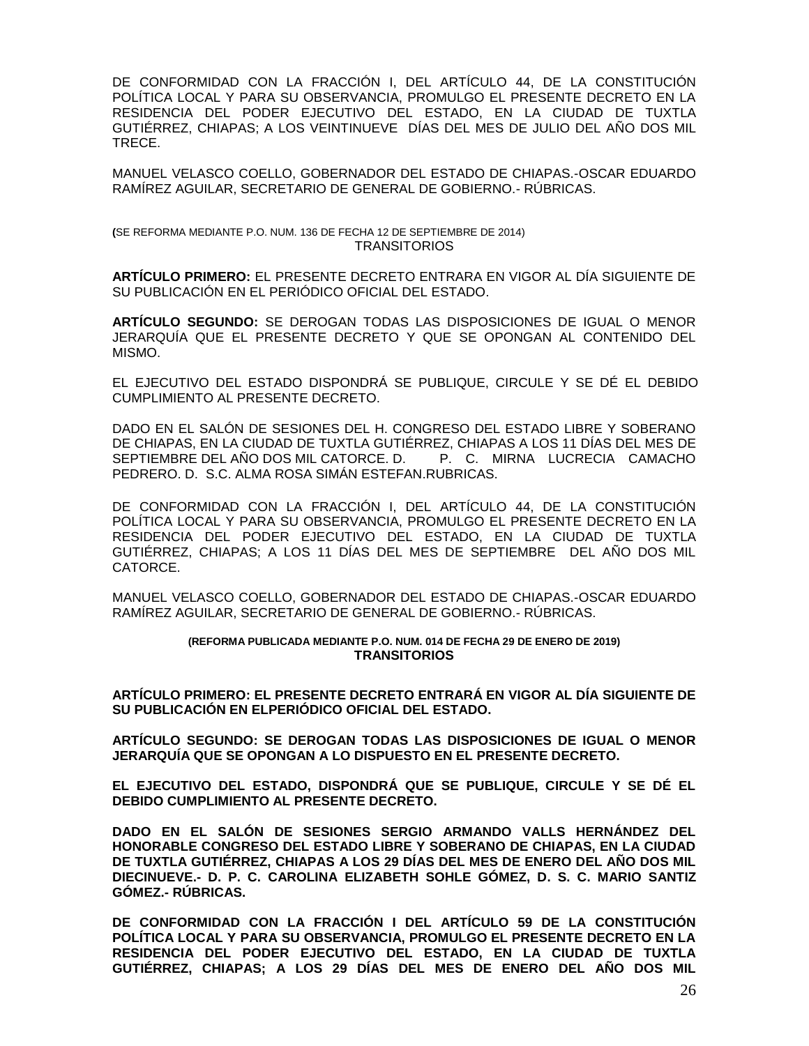DE CONFORMIDAD CON LA FRACCIÓN I, DEL ARTÍCULO 44, DE LA CONSTITUCIÓN POLÍTICA LOCAL Y PARA SU OBSERVANCIA, PROMULGO EL PRESENTE DECRETO EN LA RESIDENCIA DEL PODER EJECUTIVO DEL ESTADO, EN LA CIUDAD DE TUXTLA GUTIÉRREZ, CHIAPAS; A LOS VEINTINUEVE DÍAS DEL MES DE JULIO DEL AÑO DOS MIL TRECE.

MANUEL VELASCO COELLO, GOBERNADOR DEL ESTADO DE CHIAPAS.-OSCAR EDUARDO RAMÍREZ AGUILAR, SECRETARIO DE GENERAL DE GOBIERNO.- RÚBRICAS.

**(**SE REFORMA MEDIANTE P.O. NUM. 136 DE FECHA 12 DE SEPTIEMBRE DE 2014)

TRANSITORIOS

**ARTÍCULO PRIMERO:** EL PRESENTE DECRETO ENTRARA EN VIGOR AL DÍA SIGUIENTE DE SU PUBLICACIÓN EN EL PERIÓDICO OFICIAL DEL ESTADO.

**ARTÍCULO SEGUNDO:** SE DEROGAN TODAS LAS DISPOSICIONES DE IGUAL O MENOR JERARQUÍA QUE EL PRESENTE DECRETO Y QUE SE OPONGAN AL CONTENIDO DEL MISMO.

EL EJECUTIVO DEL ESTADO DISPONDRÁ SE PUBLIQUE, CIRCULE Y SE DÉ EL DEBIDO CUMPLIMIENTO AL PRESENTE DECRETO.

DADO EN EL SALÓN DE SESIONES DEL H. CONGRESO DEL ESTADO LIBRE Y SOBERANO DE CHIAPAS, EN LA CIUDAD DE TUXTLA GUTIÉRREZ, CHIAPAS A LOS 11 DÍAS DEL MES DE SEPTIEMBRE DEL AÑO DOS MIL CATORCE. D. P. C. MIRNA LUCRECIA CAMACHO PEDRERO. D. S.C. ALMA ROSA SIMÁN ESTEFAN.RUBRICAS.

DE CONFORMIDAD CON LA FRACCIÓN I, DEL ARTÍCULO 44, DE LA CONSTITUCIÓN POLÍTICA LOCAL Y PARA SU OBSERVANCIA, PROMULGO EL PRESENTE DECRETO EN LA RESIDENCIA DEL PODER EJECUTIVO DEL ESTADO, EN LA CIUDAD DE TUXTLA GUTIÉRREZ, CHIAPAS; A LOS 11 DÍAS DEL MES DE SEPTIEMBRE DEL AÑO DOS MIL CATORCE.

MANUEL VELASCO COELLO, GOBERNADOR DEL ESTADO DE CHIAPAS.-OSCAR EDUARDO RAMÍREZ AGUILAR, SECRETARIO DE GENERAL DE GOBIERNO.- RÚBRICAS.

**(REFORMA PUBLICADA MEDIANTE P.O. NUM. 014 DE FECHA 29 DE ENERO DE 2019)**

**TRANSITORIOS**

**ARTÍCULO PRIMERO: EL PRESENTE DECRETO ENTRARÁ EN VIGOR AL DÍA SIGUIENTE DE SU PUBLICACIÓN EN ELPERIÓDICO OFICIAL DEL ESTADO.**

**ARTÍCULO SEGUNDO: SE DEROGAN TODAS LAS DISPOSICIONES DE IGUAL O MENOR JERARQUÍA QUE SE OPONGAN A LO DISPUESTO EN EL PRESENTE DECRETO.**

**EL EJECUTIVO DEL ESTADO, DISPONDRÁ QUE SE PUBLIQUE, CIRCULE Y SE DÉ EL DEBIDO CUMPLIMIENTO AL PRESENTE DECRETO.**

**DADO EN EL SALÓN DE SESIONES SERGIO ARMANDO VALLS HERNÁNDEZ DEL HONORABLE CONGRESO DEL ESTADO LIBRE Y SOBERANO DE CHIAPAS, EN LA CIUDAD DE TUXTLA GUTIÉRREZ, CHIAPAS A LOS 29 DÍAS DEL MES DE ENERO DEL AÑO DOS MIL DIECINUEVE.- D. P. C. CAROLINA ELIZABETH SOHLE GÓMEZ, D. S. C. MARIO SANTIZ GÓMEZ.- RÚBRICAS.**

**DE CONFORMIDAD CON LA FRACCIÓN I DEL ARTÍCULO 59 DE LA CONSTITUCIÓN POLÍTICA LOCAL Y PARA SU OBSERVANCIA, PROMULGO EL PRESENTE DECRETO EN LA RESIDENCIA DEL PODER EJECUTIVO DEL ESTADO, EN LA CIUDAD DE TUXTLA GUTIÉRREZ, CHIAPAS; A LOS 29 DÍAS DEL MES DE ENERO DEL AÑO DOS MIL**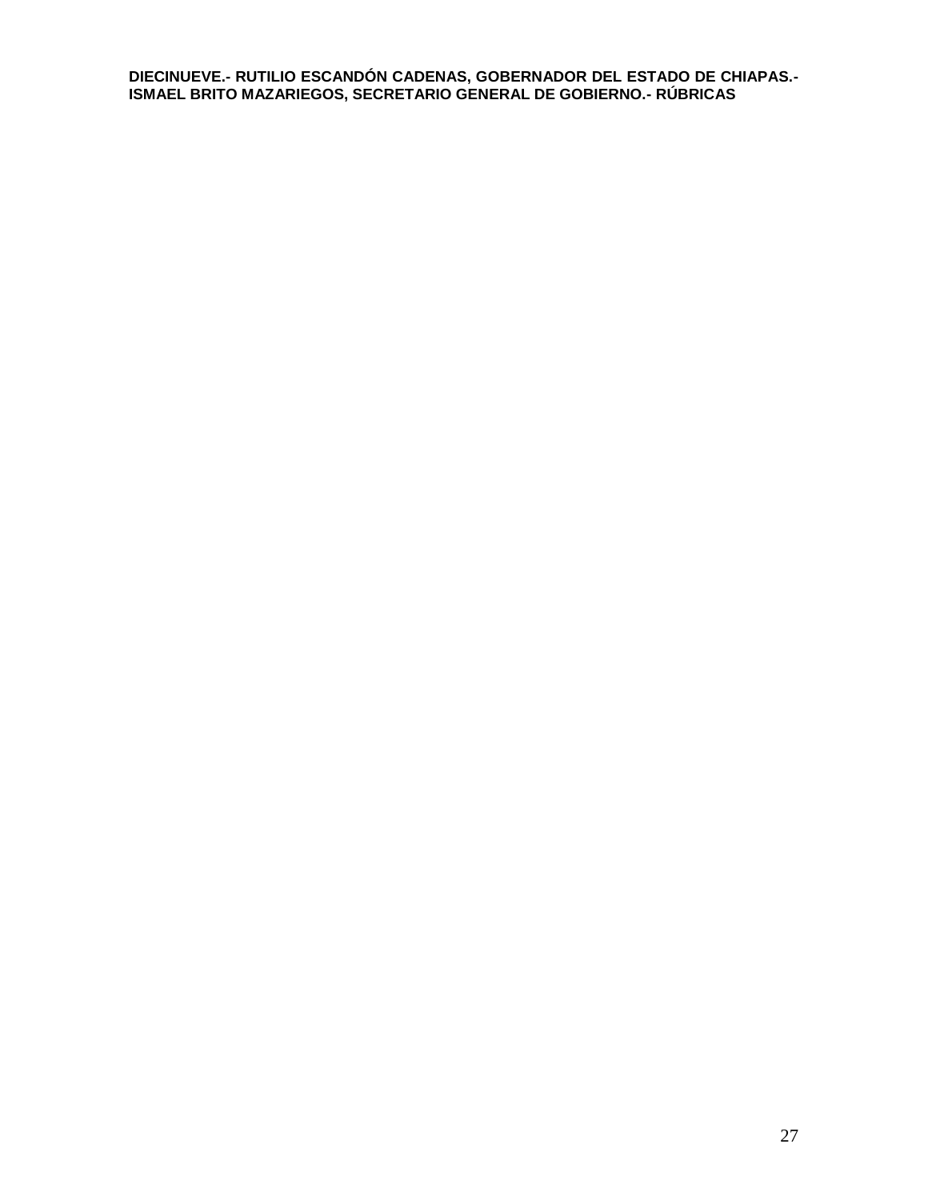**DIECINUEVE.- RUTILIO ESCANDÓN CADENAS, GOBERNADOR DEL ESTADO DE CHIAPAS.- ISMAEL BRITO MAZARIEGOS, SECRETARIO GENERAL DE GOBIERNO.- RÚBRICAS**